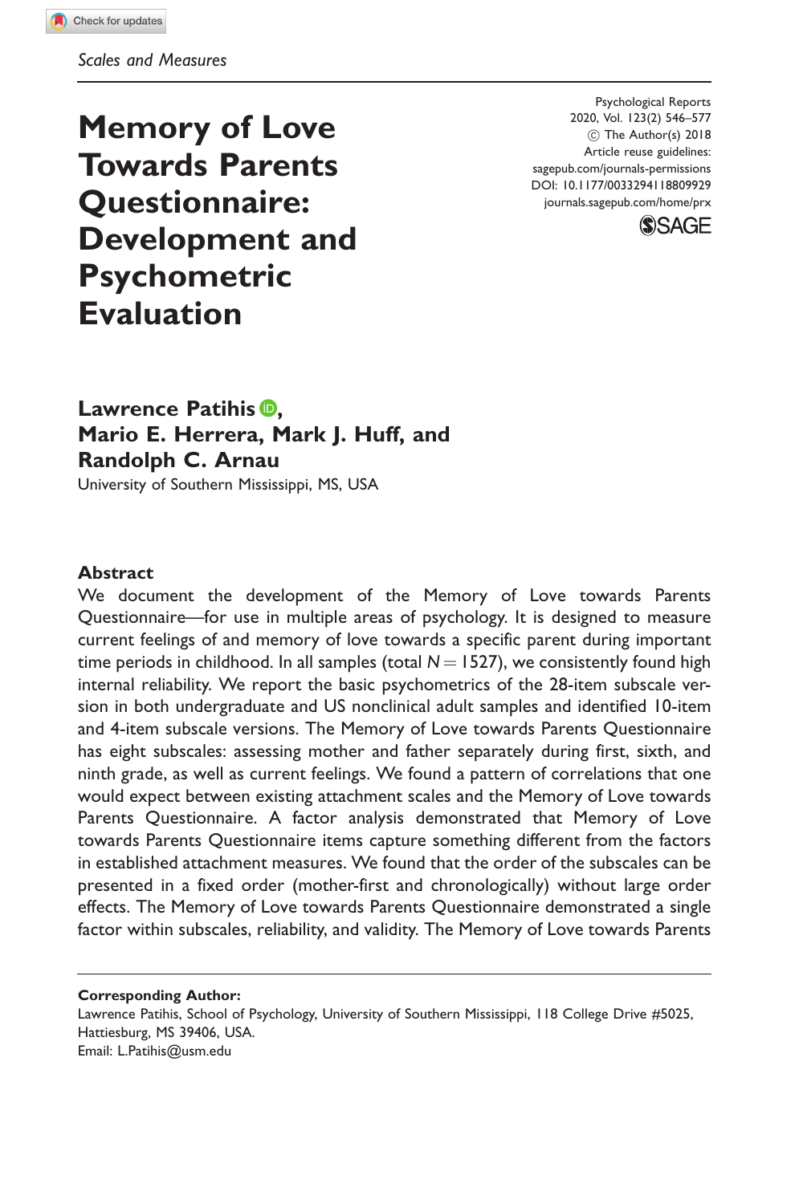*Scales and Measures*

# Memory of Love Towards Parents Questionnaire: Development and Psychometric Evaluation

Psychological Reports
2020, Vol. 123(2) 546–577
© The Author(s) 2018
Article reuse guidelines: sagepub.com/journals-permissions
DOI: 10.1177/0033294118809929
journals.sagepub.com/home/prx

**Lawrence Patihis, Mario E. Herrera, Mark J. Huff, and Randolph C. Arnau**

University of Southern Mississippi, MS, USA

## Abstract

We document the development of the Memory of Love towards Parents Questionnaire—for use in multiple areas of psychology. It is designed to measure current feelings of and memory of love towards a specific parent during important time periods in childhood. In all samples (total $N = 1527$), we consistently found high internal reliability. We report the basic psychometrics of the 28-item subscale version in both undergraduate and US nonclinical adult samples and identified 10-item and 4-item subscale versions. The Memory of Love towards Parents Questionnaire has eight subscales: assessing mother and father separately during first, sixth, and ninth grade, as well as current feelings. We found a pattern of correlations that one would expect between existing attachment scales and the Memory of Love towards Parents Questionnaire. A factor analysis demonstrated that Memory of Love towards Parents Questionnaire items capture something different from the factors in established attachment measures. We found that the order of the subscales can be presented in a fixed order (mother-first and chronologically) without large order effects. The Memory of Love towards Parents Questionnaire demonstrated a single factor within subscales, reliability, and validity. The Memory of Love towards Parents

**Corresponding Author:**
Lawrence Patihis, School of Psychology, University of Southern Mississippi, 118 College Drive #5025, Hattiesburg, MS 39406, USA.
Email: L.Patihis@usm.edu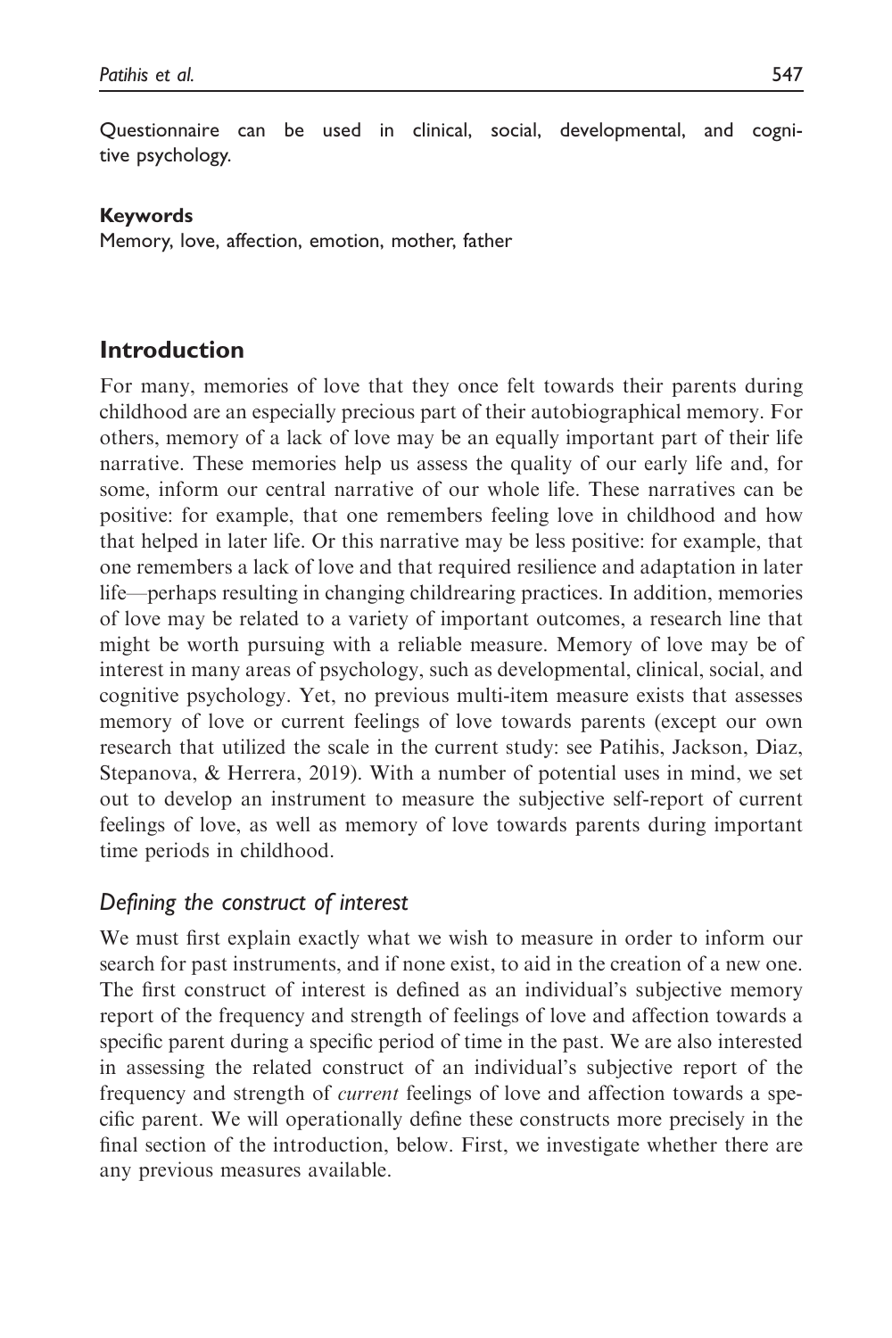Questionnaire can be used in clinical, social, developmental, and cognitive psychology.

**Keywords**

Memory, love, affection, emotion, mother, father

## Introduction

For many, memories of love that they once felt towards their parents during childhood are an especially precious part of their autobiographical memory. For others, memory of a lack of love may be an equally important part of their life narrative. These memories help us assess the quality of our early life and, for some, inform our central narrative of our whole life. These narratives can be positive: for example, that one remembers feeling love in childhood and how that helped in later life. Or this narrative may be less positive: for example, that one remembers a lack of love and that required resilience and adaptation in later life—perhaps resulting in changing childrearing practices. In addition, memories of love may be related to a variety of important outcomes, a research line that might be worth pursuing with a reliable measure. Memory of love may be of interest in many areas of psychology, such as developmental, clinical, social, and cognitive psychology. Yet, no previous multi-item measure exists that assesses memory of love or current feelings of love towards parents (except our own research that utilized the scale in the current study: see Patihis, Jackson, Diaz, Stepanova, & Herrera, 2019). With a number of potential uses in mind, we set out to develop an instrument to measure the subjective self-report of current feelings of love, as well as memory of love towards parents during important time periods in childhood.

### *Defining the construct of interest*

We must first explain exactly what we wish to measure in order to inform our search for past instruments, and if none exist, to aid in the creation of a new one. The first construct of interest is defined as an individual's subjective memory report of the frequency and strength of feelings of love and affection towards a specific parent during a specific period of time in the past. We are also interested in assessing the related construct of an individual's subjective report of the frequency and strength of *current* feelings of love and affection towards a specific parent. We will operationally define these constructs more precisely in the final section of the introduction, below. First, we investigate whether there are any previous measures available.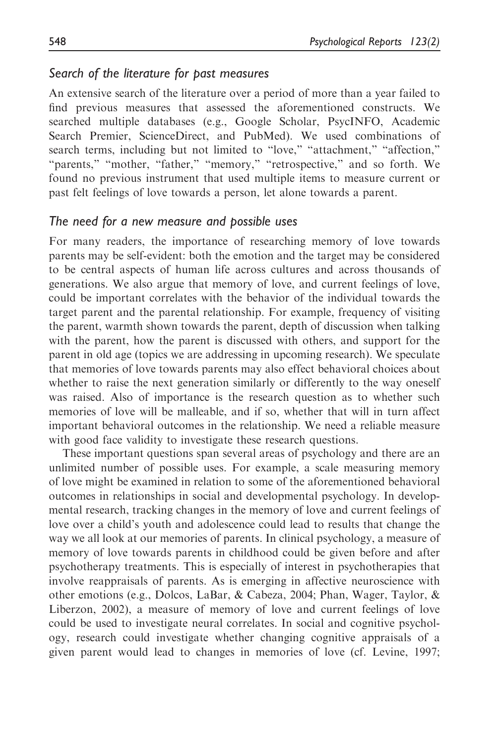### Search of the literature for past measures

An extensive search of the literature over a period of more than a year failed to find previous measures that assessed the aforementioned constructs. We searched multiple databases (e.g., Google Scholar, PsycINFO, Academic Search Premier, ScienceDirect, and PubMed). We used combinations of search terms, including but not limited to "love," "attachment," "affection," "parents," "mother, "father," "memory," "retrospective," and so forth. We found no previous instrument that used multiple items to measure current or past felt feelings of love towards a person, let alone towards a parent.

### The need for a new measure and possible uses

For many readers, the importance of researching memory of love towards parents may be self-evident: both the emotion and the target may be considered to be central aspects of human life across cultures and across thousands of generations. We also argue that memory of love, and current feelings of love, could be important correlates with the behavior of the individual towards the target parent and the parental relationship. For example, frequency of visiting the parent, warmth shown towards the parent, depth of discussion when talking with the parent, how the parent is discussed with others, and support for the parent in old age (topics we are addressing in upcoming research). We speculate that memories of love towards parents may also effect behavioral choices about whether to raise the next generation similarly or differently to the way oneself was raised. Also of importance is the research question as to whether such memories of love will be malleable, and if so, whether that will in turn affect important behavioral outcomes in the relationship. We need a reliable measure with good face validity to investigate these research questions.

These important questions span several areas of psychology and there are an unlimited number of possible uses. For example, a scale measuring memory of love might be examined in relation to some of the aforementioned behavioral outcomes in relationships in social and developmental psychology. In developmental research, tracking changes in the memory of love and current feelings of love over a child's youth and adolescence could lead to results that change the way we all look at our memories of parents. In clinical psychology, a measure of memory of love towards parents in childhood could be given before and after psychotherapy treatments. This is especially of interest in psychotherapies that involve reappraisals of parents. As is emerging in affective neuroscience with other emotions (e.g., Dolcos, LaBar, & Cabeza, 2004; Phan, Wager, Taylor, & Liberzon, 2002), a measure of memory of love and current feelings of love could be used to investigate neural correlates. In social and cognitive psychology, research could investigate whether changing cognitive appraisals of a given parent would lead to changes in memories of love (cf. Levine, 1997;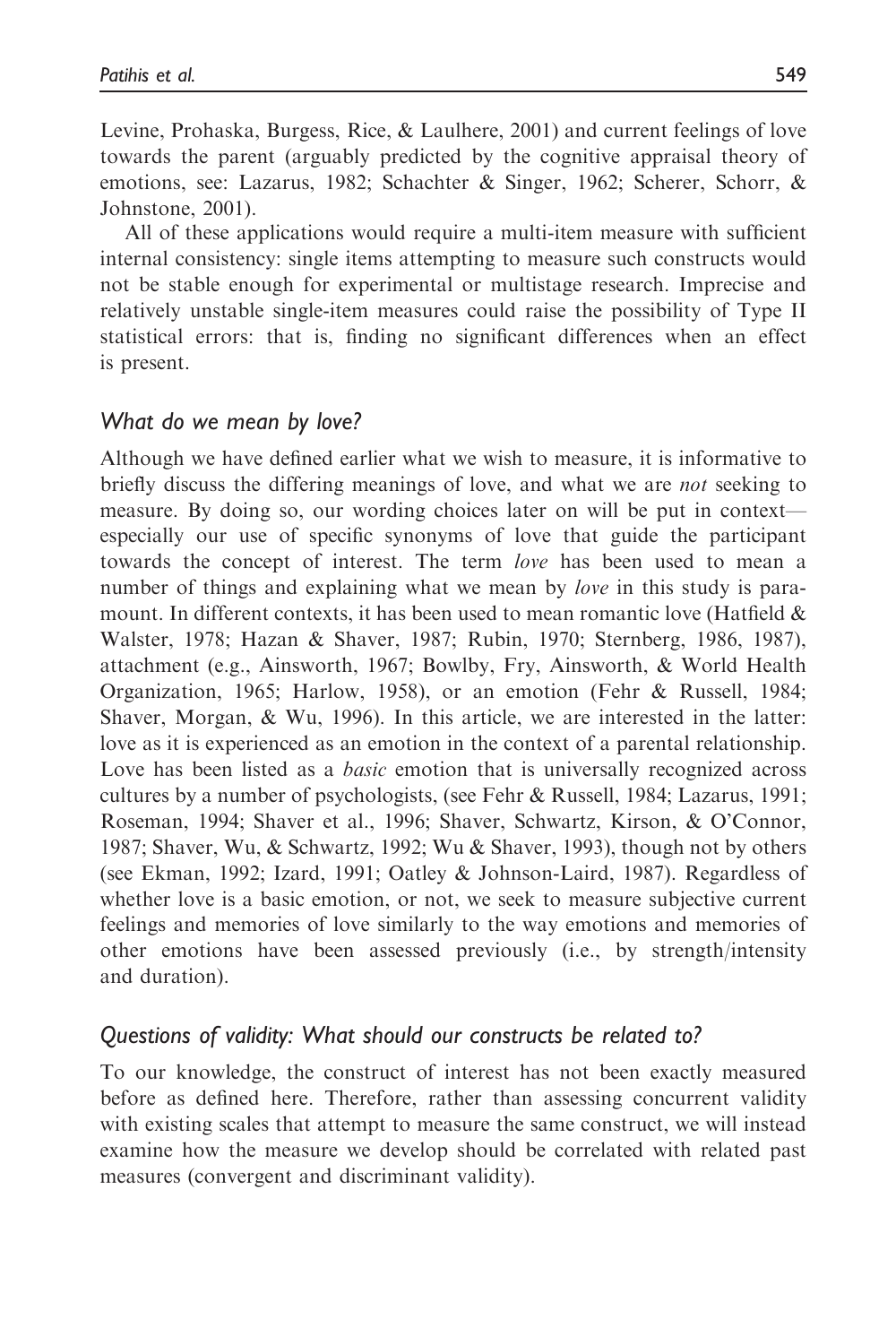Levine, Prohaska, Burgess, Rice, & Laulhere, 2001) and current feelings of love towards the parent (arguably predicted by the cognitive appraisal theory of emotions, see: Lazarus, 1982; Schachter & Singer, 1962; Scherer, Schorr, & Johnstone, 2001).

All of these applications would require a multi-item measure with sufficient internal consistency: single items attempting to measure such constructs would not be stable enough for experimental or multistage research. Imprecise and relatively unstable single-item measures could raise the possibility of Type II statistical errors: that is, finding no significant differences when an effect is present.

## *What do we mean by love?*

Although we have defined earlier what we wish to measure, it is informative to briefly discuss the differing meanings of love, and what we are *not* seeking to measure. By doing so, our wording choices later on will be put in context—especially our use of specific synonyms of love that guide the participant towards the concept of interest. The term *love* has been used to mean a number of things and explaining what we mean by *love* in this study is paramount. In different contexts, it has been used to mean romantic love (Hatfield & Walster, 1978; Hazan & Shaver, 1987; Rubin, 1970; Sternberg, 1986, 1987), attachment (e.g., Ainsworth, 1967; Bowlby, Fry, Ainsworth, & World Health Organization, 1965; Harlow, 1958), or an emotion (Fehr & Russell, 1984; Shaver, Morgan, & Wu, 1996). In this article, we are interested in the latter: love as it is experienced as an emotion in the context of a parental relationship. Love has been listed as a *basic* emotion that is universally recognized across cultures by a number of psychologists, (see Fehr & Russell, 1984; Lazarus, 1991; Roseman, 1994; Shaver et al., 1996; Shaver, Schwartz, Kirson, & O'Connor, 1987; Shaver, Wu, & Schwartz, 1992; Wu & Shaver, 1993), though not by others (see Ekman, 1992; Izard, 1991; Oatley & Johnson-Laird, 1987). Regardless of whether love is a basic emotion, or not, we seek to measure subjective current feelings and memories of love similarly to the way emotions and memories of other emotions have been assessed previously (i.e., by strength/intensity and duration).

## *Questions of validity: What should our constructs be related to?*

To our knowledge, the construct of interest has not been exactly measured before as defined here. Therefore, rather than assessing concurrent validity with existing scales that attempt to measure the same construct, we will instead examine how the measure we develop should be correlated with related past measures (convergent and discriminant validity).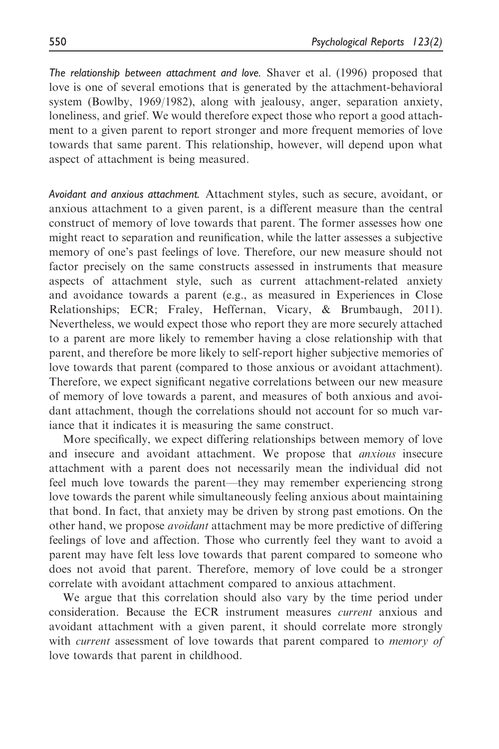*The relationship between attachment and love.* Shaver et al. (1996) proposed that love is one of several emotions that is generated by the attachment-behavioral system (Bowlby, 1969/1982), along with jealousy, anger, separation anxiety, loneliness, and grief. We would therefore expect those who report a good attachment to a given parent to report stronger and more frequent memories of love towards that same parent. This relationship, however, will depend upon what aspect of attachment is being measured.

*Avoidant and anxious attachment.* Attachment styles, such as secure, avoidant, or anxious attachment to a given parent, is a different measure than the central construct of memory of love towards that parent. The former assesses how one might react to separation and reunification, while the latter assesses a subjective memory of one's past feelings of love. Therefore, our new measure should not factor precisely on the same constructs assessed in instruments that measure aspects of attachment style, such as current attachment-related anxiety and avoidance towards a parent (e.g., as measured in Experiences in Close Relationships; ECR; Fraley, Heffernan, Vicary, & Brumbaugh, 2011). Nevertheless, we would expect those who report they are more securely attached to a parent are more likely to remember having a close relationship with that parent, and therefore be more likely to self-report higher subjective memories of love towards that parent (compared to those anxious or avoidant attachment). Therefore, we expect significant negative correlations between our new measure of memory of love towards a parent, and measures of both anxious and avoidant attachment, though the correlations should not account for so much variance that it indicates it is measuring the same construct.

More specifically, we expect differing relationships between memory of love and insecure and avoidant attachment. We propose that *anxious* insecure attachment with a parent does not necessarily mean the individual did not feel much love towards the parent—they may remember experiencing strong love towards the parent while simultaneously feeling anxious about maintaining that bond. In fact, that anxiety may be driven by strong past emotions. On the other hand, we propose *avoidant* attachment may be more predictive of differing feelings of love and affection. Those who currently feel they want to avoid a parent may have felt less love towards that parent compared to someone who does not avoid that parent. Therefore, memory of love could be a stronger correlate with avoidant attachment compared to anxious attachment.

We argue that this correlation should also vary by the time period under consideration. Because the ECR instrument measures *current* anxious and avoidant attachment with a given parent, it should correlate more strongly with *current* assessment of love towards that parent compared to *memory of* love towards that parent in childhood.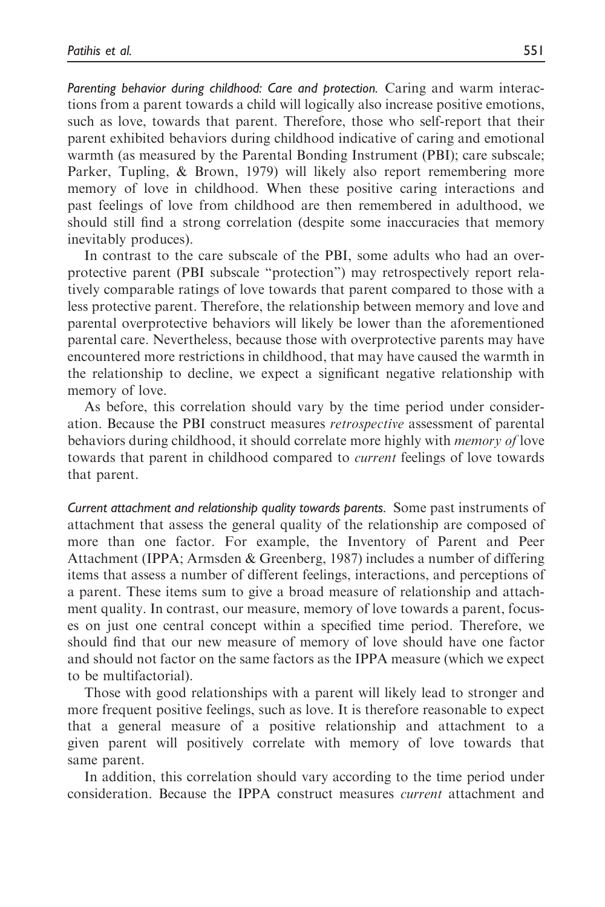*Parenting behavior during childhood: Care and protection.* Caring and warm interactions from a parent towards a child will logically also increase positive emotions, such as love, towards that parent. Therefore, those who self-report that their parent exhibited behaviors during childhood indicative of caring and emotional warmth (as measured by the Parental Bonding Instrument (PBI); care subscale; Parker, Tupling, & Brown, 1979) will likely also report remembering more memory of love in childhood. When these positive caring interactions and past feelings of love from childhood are then remembered in adulthood, we should still find a strong correlation (despite some inaccuracies that memory inevitably produces).

In contrast to the care subscale of the PBI, some adults who had an overprotective parent (PBI subscale "protection") may retrospectively report relatively comparable ratings of love towards that parent compared to those with a less protective parent. Therefore, the relationship between memory and love and parental overprotective behaviors will likely be lower than the aforementioned parental care. Nevertheless, because those with overprotective parents may have encountered more restrictions in childhood, that may have caused the warmth in the relationship to decline, we expect a significant negative relationship with memory of love.

As before, this correlation should vary by the time period under consideration. Because the PBI construct measures *retrospective* assessment of parental behaviors during childhood, it should correlate more highly with *memory of* love towards that parent in childhood compared to *current* feelings of love towards that parent.

*Current attachment and relationship quality towards parents.* Some past instruments of attachment that assess the general quality of the relationship are composed of more than one factor. For example, the Inventory of Parent and Peer Attachment (IPPA; Armsden & Greenberg, 1987) includes a number of differing items that assess a number of different feelings, interactions, and perceptions of a parent. These items sum to give a broad measure of relationship and attachment quality. In contrast, our measure, memory of love towards a parent, focuses on just one central concept within a specified time period. Therefore, we should find that our new measure of memory of love should have one factor and should not factor on the same factors as the IPPA measure (which we expect to be multifactorial).

Those with good relationships with a parent will likely lead to stronger and more frequent positive feelings, such as love. It is therefore reasonable to expect that a general measure of a positive relationship and attachment to a given parent will positively correlate with memory of love towards that same parent.

In addition, this correlation should vary according to the time period under consideration. Because the IPPA construct measures *current* attachment and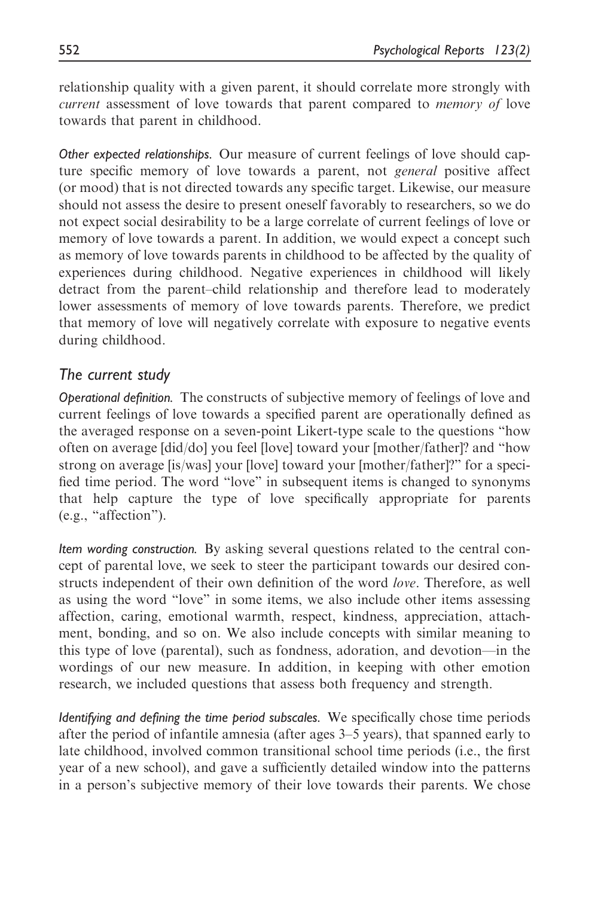relationship quality with a given parent, it should correlate more strongly with *current* assessment of love towards that parent compared to *memory of* love towards that parent in childhood.

*Other expected relationships.* Our measure of current feelings of love should capture specific memory of love towards a parent, not *general* positive affect (or mood) that is not directed towards any specific target. Likewise, our measure should not assess the desire to present oneself favorably to researchers, so we do not expect social desirability to be a large correlate of current feelings of love or memory of love towards a parent. In addition, we would expect a concept such as memory of love towards parents in childhood to be affected by the quality of experiences during childhood. Negative experiences in childhood will likely detract from the parent–child relationship and therefore lead to moderately lower assessments of memory of love towards parents. Therefore, we predict that memory of love will negatively correlate with exposure to negative events during childhood.

## The current study

*Operational definition.* The constructs of subjective memory of feelings of love and current feelings of love towards a specified parent are operationally defined as the averaged response on a seven-point Likert-type scale to the questions "how often on average [did/do] you feel [love] toward your [mother/father]? and "how strong on average [is/was] your [love] toward your [mother/father]?" for a specified time period. The word "love" in subsequent items is changed to synonyms that help capture the type of love specifically appropriate for parents (e.g., "affection").

*Item wording construction.* By asking several questions related to the central concept of parental love, we seek to steer the participant towards our desired constructs independent of their own definition of the word *love*. Therefore, as well as using the word "love" in some items, we also include other items assessing affection, caring, emotional warmth, respect, kindness, appreciation, attachment, bonding, and so on. We also include concepts with similar meaning to this type of love (parental), such as fondness, adoration, and devotion—in the wordings of our new measure. In addition, in keeping with other emotion research, we included questions that assess both frequency and strength.

*Identifying and defining the time period subscales.* We specifically chose time periods after the period of infantile amnesia (after ages 3–5 years), that spanned early to late childhood, involved common transitional school time periods (i.e., the first year of a new school), and gave a sufficiently detailed window into the patterns in a person's subjective memory of their love towards their parents. We chose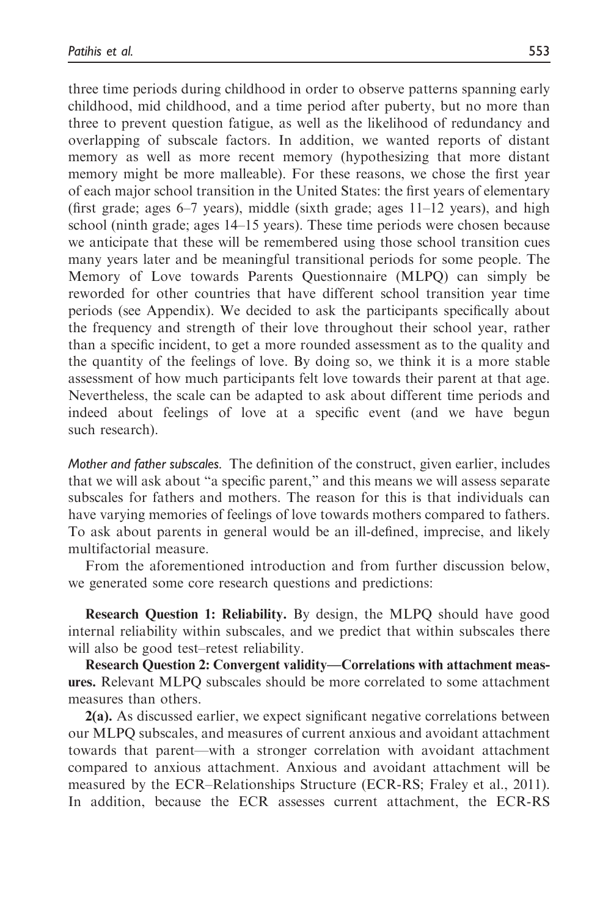three time periods during childhood in order to observe patterns spanning early childhood, mid childhood, and a time period after puberty, but no more than three to prevent question fatigue, as well as the likelihood of redundancy and overlapping of subscale factors. In addition, we wanted reports of distant memory as well as more recent memory (hypothesizing that more distant memory might be more malleable). For these reasons, we chose the first year of each major school transition in the United States: the first years of elementary (first grade; ages 6–7 years), middle (sixth grade; ages 11–12 years), and high school (ninth grade; ages 14–15 years). These time periods were chosen because we anticipate that these will be remembered using those school transition cues many years later and be meaningful transitional periods for some people. The Memory of Love towards Parents Questionnaire (MLPQ) can simply be reworded for other countries that have different school transition year time periods (see Appendix). We decided to ask the participants specifically about the frequency and strength of their love throughout their school year, rather than a specific incident, to get a more rounded assessment as to the quality and the quantity of the feelings of love. By doing so, we think it is a more stable assessment of how much participants felt love towards their parent at that age. Nevertheless, the scale can be adapted to ask about different time periods and indeed about feelings of love at a specific event (and we have begun such research).

*Mother and father subscales.* The definition of the construct, given earlier, includes that we will ask about "a specific parent," and this means we will assess separate subscales for fathers and mothers. The reason for this is that individuals can have varying memories of feelings of love towards mothers compared to fathers. To ask about parents in general would be an ill-defined, imprecise, and likely multifactorial measure.

From the aforementioned introduction and from further discussion below, we generated some core research questions and predictions:

**Research Question 1: Reliability.** By design, the MLPQ should have good internal reliability within subscales, and we predict that within subscales there will also be good test–retest reliability.

**Research Question 2: Convergent validity—Correlations with attachment measures.** Relevant MLPQ subscales should be more correlated to some attachment measures than others.

**2(a).** As discussed earlier, we expect significant negative correlations between our MLPQ subscales, and measures of current anxious and avoidant attachment towards that parent—with a stronger correlation with avoidant attachment compared to anxious attachment. Anxious and avoidant attachment will be measured by the ECR–Relationships Structure (ECR-RS; Fraley et al., 2011). In addition, because the ECR assesses current attachment, the ECR-RS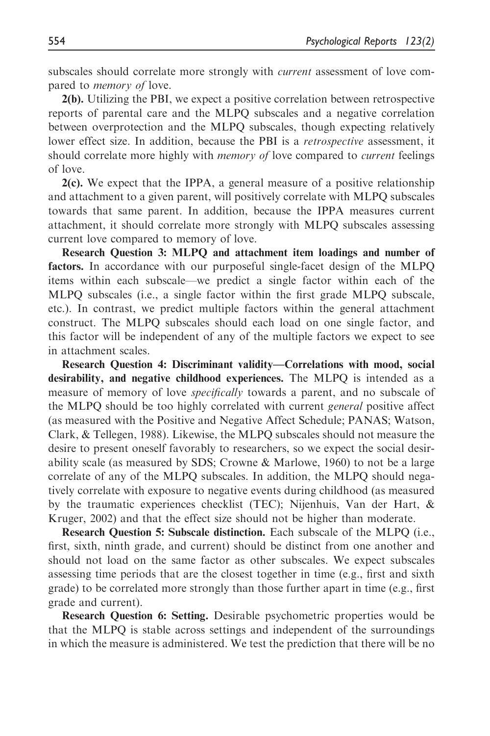subscales should correlate more strongly with *current* assessment of love compared to *memory of* love.

**2(b).** Utilizing the PBI, we expect a positive correlation between retrospective reports of parental care and the MLPQ subscales and a negative correlation between overprotection and the MLPQ subscales, though expecting relatively lower effect size. In addition, because the PBI is a *retrospective* assessment, it should correlate more highly with *memory of* love compared to *current* feelings of love.

**2(c).** We expect that the IPPA, a general measure of a positive relationship and attachment to a given parent, will positively correlate with MLPQ subscales towards that same parent. In addition, because the IPPA measures current attachment, it should correlate more strongly with MLPQ subscales assessing current love compared to memory of love.

**Research Question 3: MLPQ and attachment item loadings and number of factors.** In accordance with our purposeful single-facet design of the MLPQ items within each subscale—we predict a single factor within each of the MLPQ subscales (i.e., a single factor within the first grade MLPQ subscale, etc.). In contrast, we predict multiple factors within the general attachment construct. The MLPQ subscales should each load on one single factor, and this factor will be independent of any of the multiple factors we expect to see in attachment scales.

**Research Question 4: Discriminant validity—Correlations with mood, social desirability, and negative childhood experiences.** The MLPQ is intended as a measure of memory of love *specifically* towards a parent, and no subscale of the MLPQ should be too highly correlated with current *general* positive affect (as measured with the Positive and Negative Affect Schedule; PANAS; Watson, Clark, & Tellegen, 1988). Likewise, the MLPQ subscales should not measure the desire to present oneself favorably to researchers, so we expect the social desirability scale (as measured by SDS; Crowne & Marlowe, 1960) to not be a large correlate of any of the MLPQ subscales. In addition, the MLPQ should negatively correlate with exposure to negative events during childhood (as measured by the traumatic experiences checklist (TEC); Nijenhuis, Van der Hart, & Kruger, 2002) and that the effect size should not be higher than moderate.

**Research Question 5: Subscale distinction.** Each subscale of the MLPQ (i.e., first, sixth, ninth grade, and current) should be distinct from one another and should not load on the same factor as other subscales. We expect subscales assessing time periods that are the closest together in time (e.g., first and sixth grade) to be correlated more strongly than those further apart in time (e.g., first grade and current).

**Research Question 6: Setting.** Desirable psychometric properties would be that the MLPQ is stable across settings and independent of the surroundings in which the measure is administered. We test the prediction that there will be no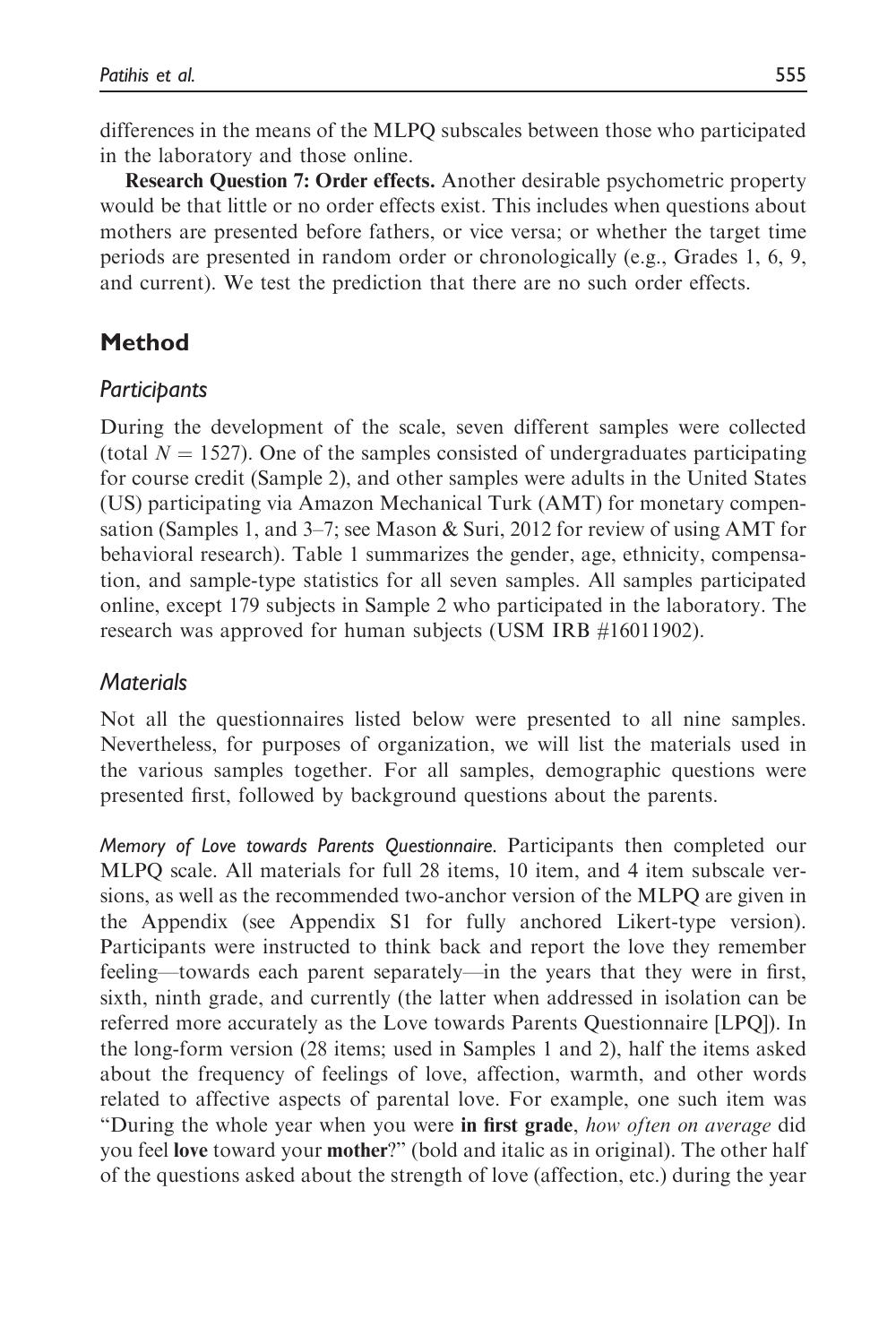differences in the means of the MLPQ subscales between those who participated in the laboratory and those online.

**Research Question 7: Order effects.** Another desirable psychometric property would be that little or no order effects exist. This includes when questions about mothers are presented before fathers, or vice versa; or whether the target time periods are presented in random order or chronologically (e.g., Grades 1, 6, 9, and current). We test the prediction that there are no such order effects.

## Method

### *Participants*

During the development of the scale, seven different samples were collected (total $N = 1527$). One of the samples consisted of undergraduates participating for course credit (Sample 2), and other samples were adults in the United States (US) participating via Amazon Mechanical Turk (AMT) for monetary compensation (Samples 1, and 3–7; see Mason & Suri, 2012 for review of using AMT for behavioral research). Table 1 summarizes the gender, age, ethnicity, compensation, and sample-type statistics for all seven samples. All samples participated online, except 179 subjects in Sample 2 who participated in the laboratory. The research was approved for human subjects (USM IRB #16011902).

### *Materials*

Not all the questionnaires listed below were presented to all nine samples. Nevertheless, for purposes of organization, we will list the materials used in the various samples together. For all samples, demographic questions were presented first, followed by background questions about the parents.

*Memory of Love towards Parents Questionnaire*. Participants then completed our MLPQ scale. All materials for full 28 items, 10 item, and 4 item subscale versions, as well as the recommended two-anchor version of the MLPQ are given in the Appendix (see Appendix S1 for fully anchored Likert-type version). Participants were instructed to think back and report the love they remember feeling—towards each parent separately—in the years that they were in first, sixth, ninth grade, and currently (the latter when addressed in isolation can be referred more accurately as the Love towards Parents Questionnaire [LPQ]). In the long-form version (28 items; used in Samples 1 and 2), half the items asked about the frequency of feelings of love, affection, warmth, and other words related to affective aspects of parental love. For example, one such item was "During the whole year when you were **in first grade**, *how often on average* did you feel **love** toward your **mother**?" (bold and italic as in original). The other half of the questions asked about the strength of love (affection, etc.) during the year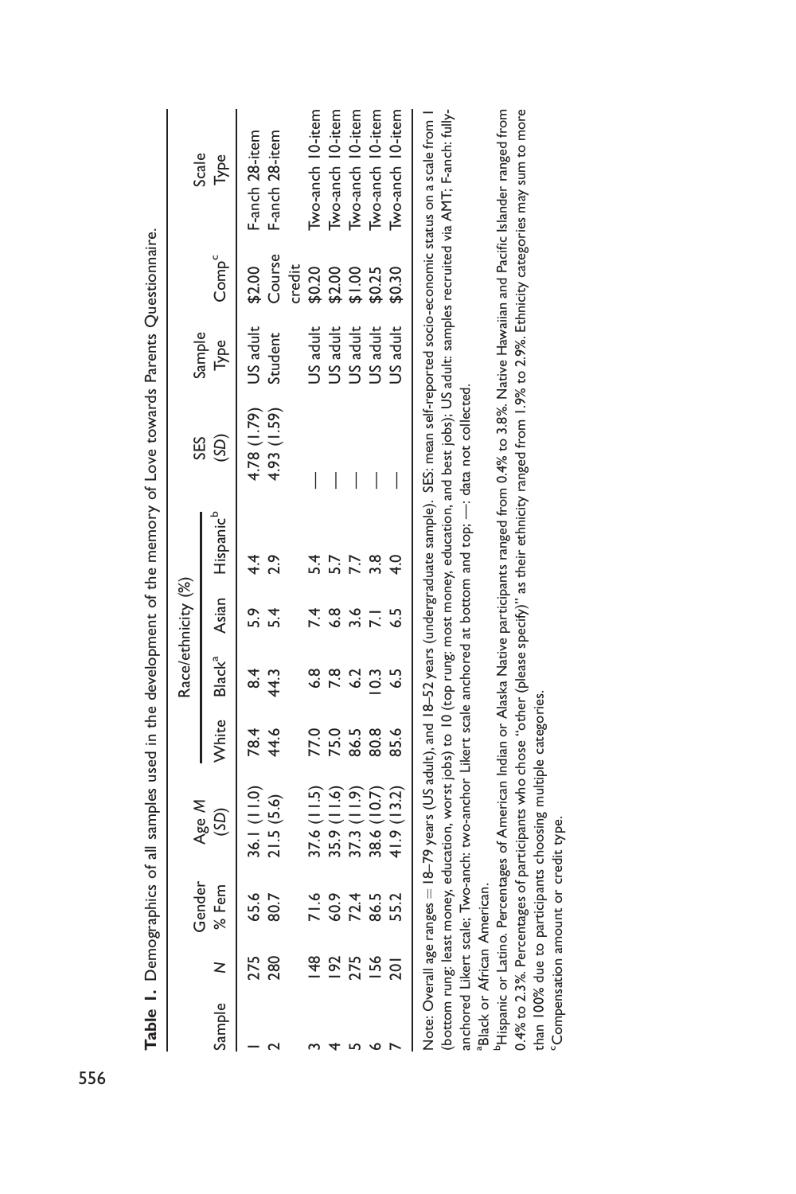**Table 1.** Demographics of all samples used in the development of the memory of Love towards Parents Questionnaire.

| Sample | N | Gender % Fem | Age M (SD) | Race/ethnicity (%) White | Black[a] | Asian | Hispanic[b] | SES (SD) | Sample Type | Comp[c] | Scale Type |
|---|---|---|---|---|---|---|---|---|---|---|---|
| 1 | 275 | 65.6 | 36.1 (11.0) | 78.4 | 8.4 | 5.9 | 4.4 | 4.78 (1.79) | US adult | $2.00 | F-anch 28-item |
| 2 | 280 | 80.7 | 21.5 (5.6) | 44.6 | 44.3 | 5.4 | 2.9 | 4.93 (1.59) | Student | Course credit | F-anch 28-item |
| 3 | 148 | 71.6 | 37.6 (11.5) | 77.0 | 6.8 | 7.4 | 5.4 | — | US adult | $0.20 | Two-anch 10-item |
| 4 | 192 | 60.9 | 35.9 (11.6) | 75.0 | 7.8 | 6.8 | 5.7 | — | US adult | $2.00 | Two-anch 10-item |
| 5 | 275 | 72.4 | 37.3 (11.9) | 86.5 | 6.2 | 3.6 | 7.7 | — | US adult | $1.00 | Two-anch 10-item |
| 6 | 156 | 86.5 | 38.6 (10.7) | 80.8 | 10.3 | 7.1 | 3.8 | — | US adult | $0.25 | Two-anch 10-item |
| 7 | 201 | 55.2 | 41.9 (13.2) | 85.6 | 6.5 | 6.5 | 4.0 | — | US adult | $0.30 | Two-anch 10-item |

Note: Overall age ranges = 18–79 years (US adult), and 18–52 years (undergraduate sample). SES: mean self-reported socio-economic status on a scale from 1 (bottom rung: least money, education, worst jobs) to 10 (top rung: most money, education, and best jobs); US adult: samples recruited via AMT; F-anch: fully-anchored Likert scale; Two-anch: two-anchor Likert scale anchored at bottom and top; —: data not collected.

[a]Black or African American.

[b]Hispanic or Latino. Percentages of American Indian or Alaska Native participants ranged from 0.4% to 3.8%. Native Hawaiian and Pacific Islander ranged from 0.4% to 2.3%. Percentages of participants who chose "other (please specify)" as their ethnicity ranged from 1.9% to 2.9%. Ethnicity categories may sum to more than 100% due to participants choosing multiple categories.

[c]Compensation amount or credit type.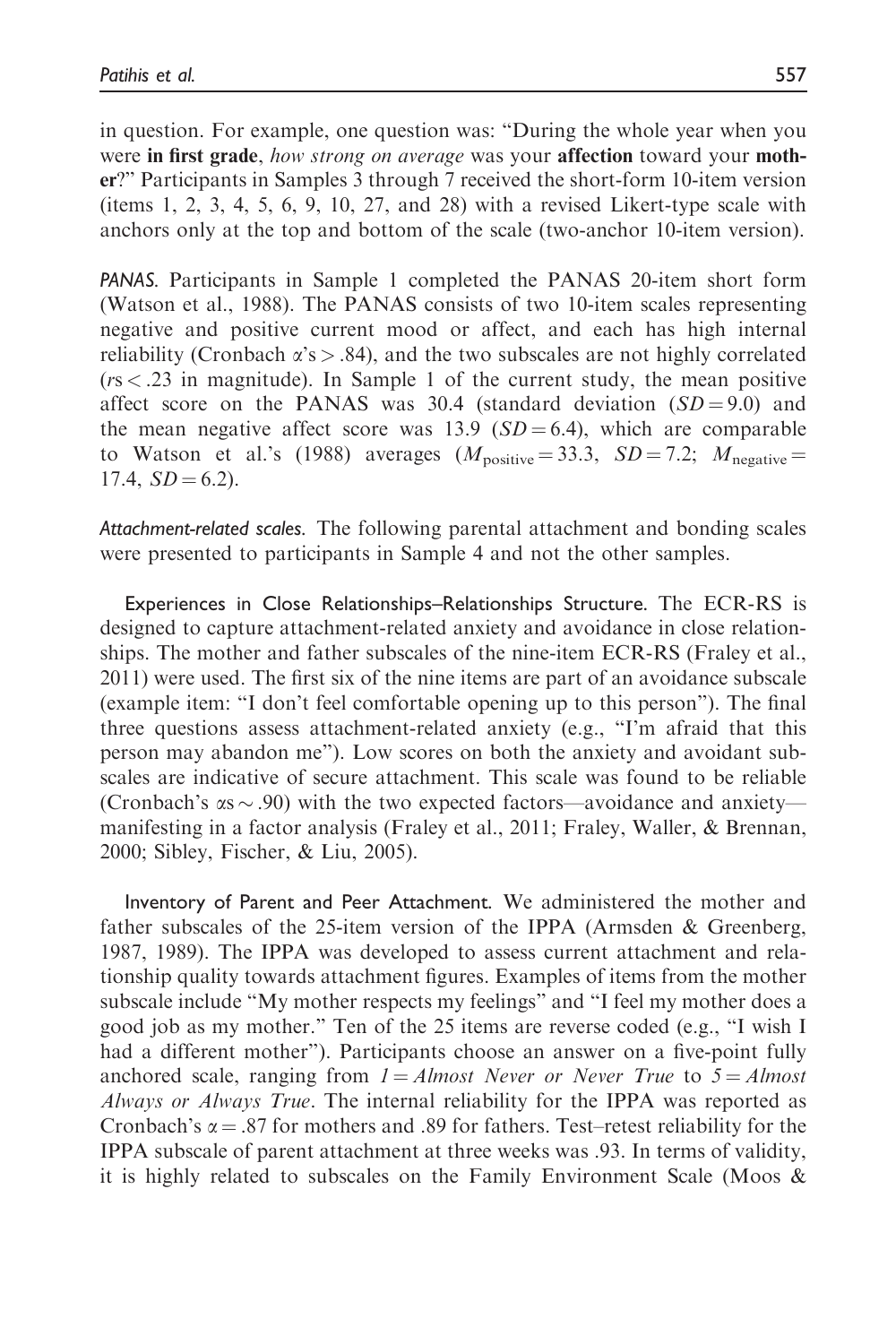in question. For example, one question was: "During the whole year when you were **in first grade**, *how strong on average* was your **affection** toward your **mother**?" Participants in Samples 3 through 7 received the short-form 10-item version (items 1, 2, 3, 4, 5, 6, 9, 10, 27, and 28) with a revised Likert-type scale with anchors only at the top and bottom of the scale (two-anchor 10-item version).

*PANAS*. Participants in Sample 1 completed the PANAS 20-item short form (Watson et al., 1988). The PANAS consists of two 10-item scales representing negative and positive current mood or affect, and each has high internal reliability (Cronbach $\alpha$'s > .84), and the two subscales are not highly correlated ($r$s < .23 in magnitude). In Sample 1 of the current study, the mean positive affect score on the PANAS was 30.4 (standard deviation ($SD = 9.0$) and the mean negative affect score was 13.9 ($SD = 6.4$), which are comparable to Watson et al.'s (1988) averages ($M_{\text{positive}} = 33.3$, $SD = 7.2$; $M_{\text{negative}} = 17.4$, $SD = 6.2$).

*Attachment-related scales*. The following parental attachment and bonding scales were presented to participants in Sample 4 and not the other samples.

Experiences in Close Relationships–Relationships Structure. The ECR-RS is designed to capture attachment-related anxiety and avoidance in close relationships. The mother and father subscales of the nine-item ECR-RS (Fraley et al., 2011) were used. The first six of the nine items are part of an avoidance subscale (example item: "I don't feel comfortable opening up to this person"). The final three questions assess attachment-related anxiety (e.g., "I'm afraid that this person may abandon me"). Low scores on both the anxiety and avoidant subscales are indicative of secure attachment. This scale was found to be reliable (Cronbach's $\alpha$s $\sim$ .90) with the two expected factors—avoidance and anxiety—manifesting in a factor analysis (Fraley et al., 2011; Fraley, Waller, & Brennan, 2000; Sibley, Fischer, & Liu, 2005).

Inventory of Parent and Peer Attachment. We administered the mother and father subscales of the 25-item version of the IPPA (Armsden & Greenberg, 1987, 1989). The IPPA was developed to assess current attachment and relationship quality towards attachment figures. Examples of items from the mother subscale include "My mother respects my feelings" and "I feel my mother does a good job as my mother." Ten of the 25 items are reverse coded (e.g., "I wish I had a different mother"). Participants choose an answer on a five-point fully anchored scale, ranging from *1 = Almost Never or Never True* to *5 = Almost Always or Always True*. The internal reliability for the IPPA was reported as Cronbach's $\alpha = .87$ for mothers and .89 for fathers. Test–retest reliability for the IPPA subscale of parent attachment at three weeks was .93. In terms of validity, it is highly related to subscales on the Family Environment Scale (Moos &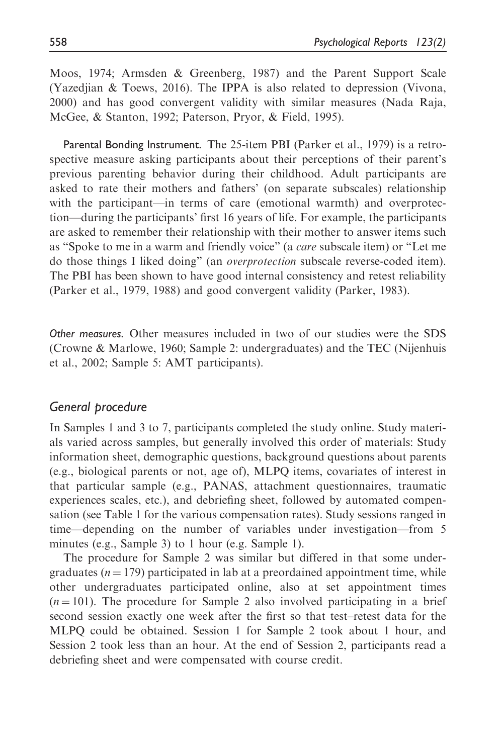Moos, 1974; Armsden & Greenberg, 1987) and the Parent Support Scale (Yazedjian & Toews, 2016). The IPPA is also related to depression (Vivona, 2000) and has good convergent validity with similar measures (Nada Raja, McGee, & Stanton, 1992; Paterson, Pryor, & Field, 1995).

**Parental Bonding Instrument.** The 25-item PBI (Parker et al., 1979) is a retrospective measure asking participants about their perceptions of their parent's previous parenting behavior during their childhood. Adult participants are asked to rate their mothers and fathers' (on separate subscales) relationship with the participant—in terms of care (emotional warmth) and overprotection—during the participants' first 16 years of life. For example, the participants are asked to remember their relationship with their mother to answer items such as "Spoke to me in a warm and friendly voice" (a *care* subscale item) or "Let me do those things I liked doing" (an *overprotection* subscale reverse-coded item). The PBI has been shown to have good internal consistency and retest reliability (Parker et al., 1979, 1988) and good convergent validity (Parker, 1983).

*Other measures.* Other measures included in two of our studies were the SDS (Crowne & Marlowe, 1960; Sample 2: undergraduates) and the TEC (Nijenhuis et al., 2002; Sample 5: AMT participants).

## General procedure

In Samples 1 and 3 to 7, participants completed the study online. Study materials varied across samples, but generally involved this order of materials: Study information sheet, demographic questions, background questions about parents (e.g., biological parents or not, age of), MLPQ items, covariates of interest in that particular sample (e.g., PANAS, attachment questionnaires, traumatic experiences scales, etc.), and debriefing sheet, followed by automated compensation (see Table 1 for the various compensation rates). Study sessions ranged in time—depending on the number of variables under investigation—from 5 minutes (e.g., Sample 3) to 1 hour (e.g. Sample 1).

The procedure for Sample 2 was similar but differed in that some undergraduates ($n = 179$) participated in lab at a preordained appointment time, while other undergraduates participated online, also at set appointment times ($n = 101$). The procedure for Sample 2 also involved participating in a brief second session exactly one week after the first so that test–retest data for the MLPQ could be obtained. Session 1 for Sample 2 took about 1 hour, and Session 2 took less than an hour. At the end of Session 2, participants read a debriefing sheet and were compensated with course credit.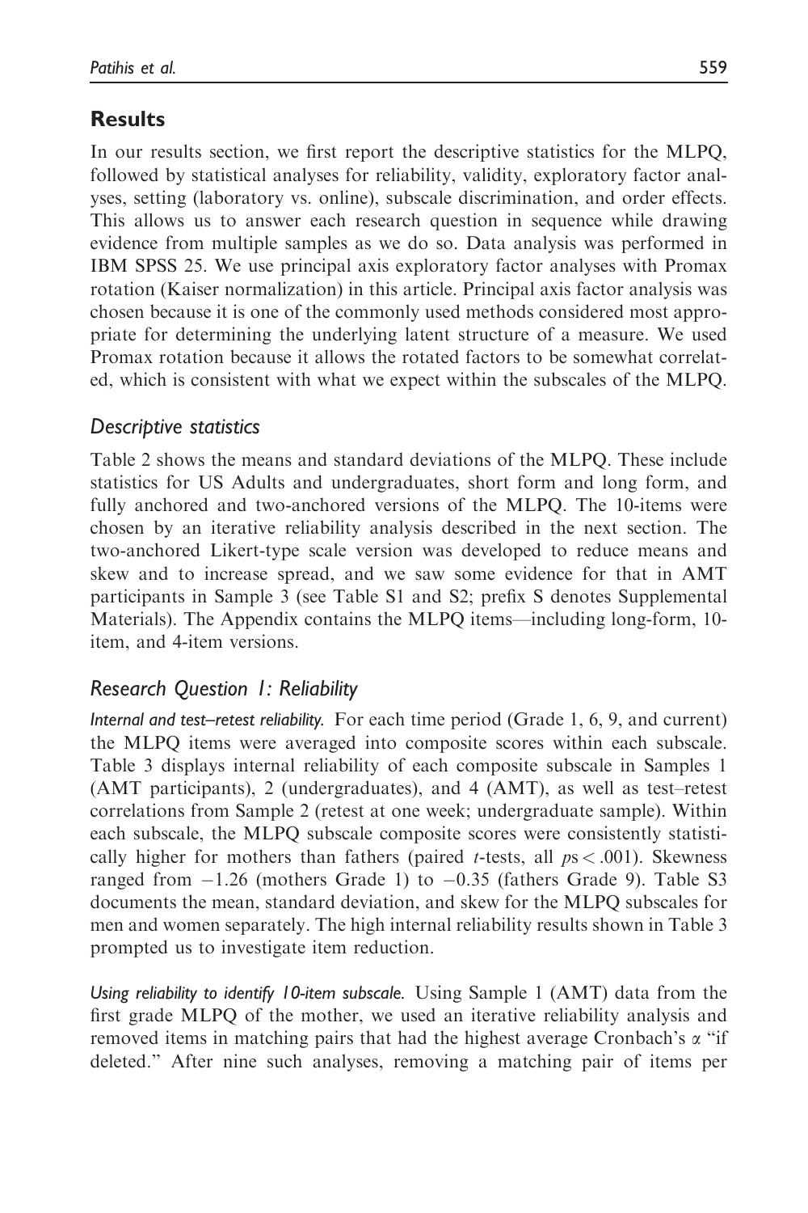## Results

In our results section, we first report the descriptive statistics for the MLPQ, followed by statistical analyses for reliability, validity, exploratory factor analyses, setting (laboratory vs. online), subscale discrimination, and order effects. This allows us to answer each research question in sequence while drawing evidence from multiple samples as we do so. Data analysis was performed in IBM SPSS 25. We use principal axis exploratory factor analyses with Promax rotation (Kaiser normalization) in this article. Principal axis factor analysis was chosen because it is one of the commonly used methods considered most appropriate for determining the underlying latent structure of a measure. We used Promax rotation because it allows the rotated factors to be somewhat correlated, which is consistent with what we expect within the subscales of the MLPQ.

### *Descriptive statistics*

Table 2 shows the means and standard deviations of the MLPQ. These include statistics for US Adults and undergraduates, short form and long form, and fully anchored and two-anchored versions of the MLPQ. The 10-items were chosen by an iterative reliability analysis described in the next section. The two-anchored Likert-type scale version was developed to reduce means and skew and to increase spread, and we saw some evidence for that in AMT participants in Sample 3 (see Table S1 and S2; prefix S denotes Supplemental Materials). The Appendix contains the MLPQ items—including long-form, 10-item, and 4-item versions.

### *Research Question 1: Reliability*

*Internal and test–retest reliability.* For each time period (Grade 1, 6, 9, and current) the MLPQ items were averaged into composite scores within each subscale. Table 3 displays internal reliability of each composite subscale in Samples 1 (AMT participants), 2 (undergraduates), and 4 (AMT), as well as test–retest correlations from Sample 2 (retest at one week; undergraduate sample). Within each subscale, the MLPQ subscale composite scores were consistently statistically higher for mothers than fathers (paired $t$-tests, all $p$s $< .001$). Skewness ranged from $-1.26$ (mothers Grade 1) to $-0.35$ (fathers Grade 9). Table S3 documents the mean, standard deviation, and skew for the MLPQ subscales for men and women separately. The high internal reliability results shown in Table 3 prompted us to investigate item reduction.

*Using reliability to identify 10-item subscale.* Using Sample 1 (AMT) data from the first grade MLPQ of the mother, we used an iterative reliability analysis and removed items in matching pairs that had the highest average Cronbach's $\alpha$ "if deleted." After nine such analyses, removing a matching pair of items per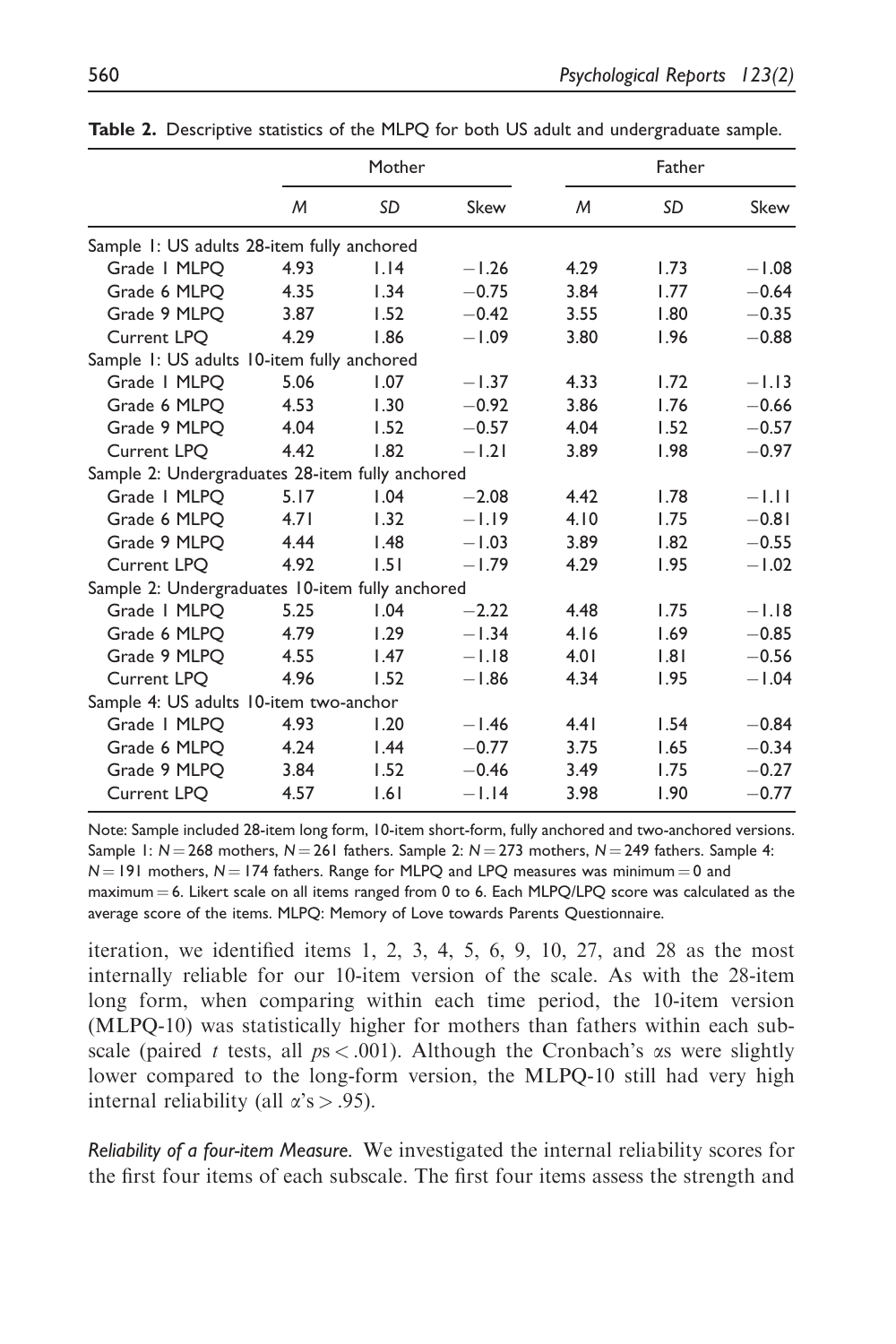**Table 2.** Descriptive statistics of the MLPQ for both US adult and undergraduate sample.

| | Mother | | | Father | | |
|---|---|---|---|---|---|---|
| | *M* | *SD* | Skew | *M* | *SD* | Skew |
| Sample 1: US adults 28-item fully anchored | | | | | | |
| Grade 1 MLPQ | 4.93 | 1.14 | −1.26 | 4.29 | 1.73 | −1.08 |
| Grade 6 MLPQ | 4.35 | 1.34 | −0.75 | 3.84 | 1.77 | −0.64 |
| Grade 9 MLPQ | 3.87 | 1.52 | −0.42 | 3.55 | 1.80 | −0.35 |
| Current LPQ | 4.29 | 1.86 | −1.09 | 3.80 | 1.96 | −0.88 |
| Sample 1: US adults 10-item fully anchored | | | | | | |
| Grade 1 MLPQ | 5.06 | 1.07 | −1.37 | 4.33 | 1.72 | −1.13 |
| Grade 6 MLPQ | 4.53 | 1.30 | −0.92 | 3.86 | 1.76 | −0.66 |
| Grade 9 MLPQ | 4.04 | 1.52 | −0.57 | 4.04 | 1.52 | −0.57 |
| Current LPQ | 4.42 | 1.82 | −1.21 | 3.89 | 1.98 | −0.97 |
| Sample 2: Undergraduates 28-item fully anchored | | | | | | |
| Grade 1 MLPQ | 5.17 | 1.04 | −2.08 | 4.42 | 1.78 | −1.11 |
| Grade 6 MLPQ | 4.71 | 1.32 | −1.19 | 4.10 | 1.75 | −0.81 |
| Grade 9 MLPQ | 4.44 | 1.48 | −1.03 | 3.89 | 1.82 | −0.55 |
| Current LPQ | 4.92 | 1.51 | −1.79 | 4.29 | 1.95 | −1.02 |
| Sample 2: Undergraduates 10-item fully anchored | | | | | | |
| Grade 1 MLPQ | 5.25 | 1.04 | −2.22 | 4.48 | 1.75 | −1.18 |
| Grade 6 MLPQ | 4.79 | 1.29 | −1.34 | 4.16 | 1.69 | −0.85 |
| Grade 9 MLPQ | 4.55 | 1.47 | −1.18 | 4.01 | 1.81 | −0.56 |
| Current LPQ | 4.96 | 1.52 | −1.86 | 4.34 | 1.95 | −1.04 |
| Sample 4: US adults 10-item two-anchor | | | | | | |
| Grade 1 MLPQ | 4.93 | 1.20 | −1.46 | 4.41 | 1.54 | −0.84 |
| Grade 6 MLPQ | 4.24 | 1.44 | −0.77 | 3.75 | 1.65 | −0.34 |
| Grade 9 MLPQ | 3.84 | 1.52 | −0.46 | 3.49 | 1.75 | −0.27 |
| Current LPQ | 4.57 | 1.61 | −1.14 | 3.98 | 1.90 | −0.77 |

Note: Sample included 28-item long form, 10-item short-form, fully anchored and two-anchored versions. Sample 1: $N = 268$ mothers, $N = 261$ fathers. Sample 2: $N = 273$ mothers, $N = 249$ fathers. Sample 4: $N = 191$ mothers, $N = 174$ fathers. Range for MLPQ and LPQ measures was minimum = 0 and maximum = 6. Likert scale on all items ranged from 0 to 6. Each MLPQ/LPQ score was calculated as the average score of the items. MLPQ: Memory of Love towards Parents Questionnaire.

iteration, we identified items 1, 2, 3, 4, 5, 6, 9, 10, 27, and 28 as the most internally reliable for our 10-item version of the scale. As with the 28-item long form, when comparing within each time period, the 10-item version (MLPQ-10) was statistically higher for mothers than fathers within each subscale (paired $t$ tests, all $ps < .001$). Although the Cronbach's $\alpha$s were slightly lower compared to the long-form version, the MLPQ-10 still had very high internal reliability (all $\alpha$'s $> .95$).

*Reliability of a four-item Measure.* We investigated the internal reliability scores for the first four items of each subscale. The first four items assess the strength and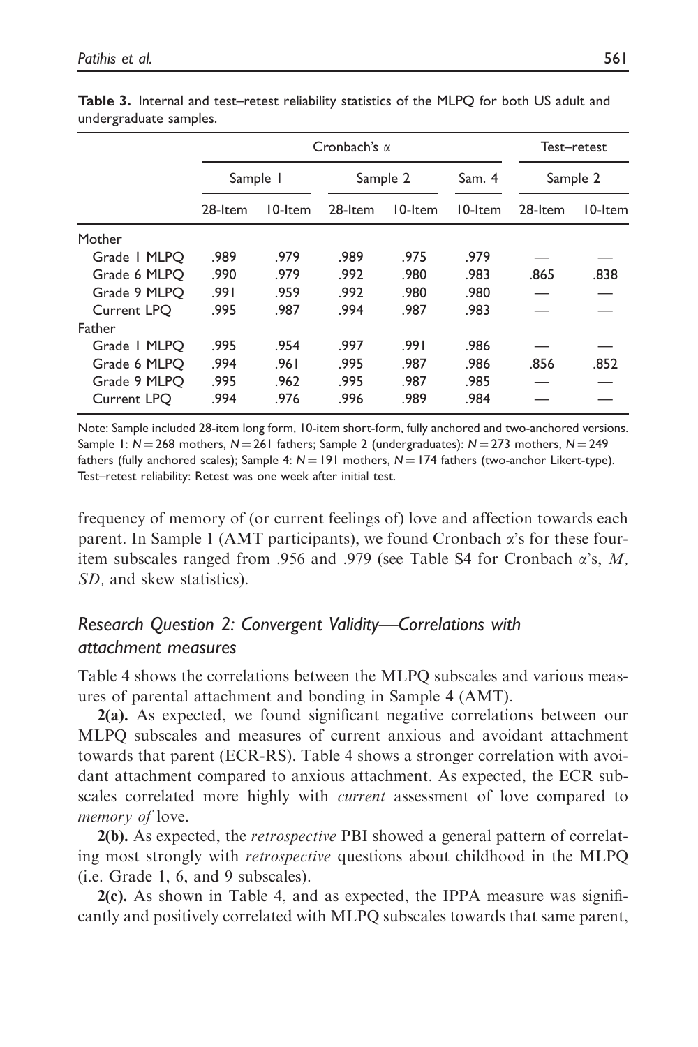**Table 3.** Internal and test–retest reliability statistics of the MLPQ for both US adult and undergraduate samples.

| | Cronbach's α | | | | | Test–retest | |
|---|---|---|---|---|---|---|---|
| | Sample 1 | | Sample 2 | | Sam. 4 | Sample 2 | |
| | 28-Item | 10-Item | 28-Item | 10-Item | 10-Item | 28-Item | 10-Item |
| Mother | | | | | | | |
| Grade 1 MLPQ | .989 | .979 | .989 | .975 | .979 | — | — |
| Grade 6 MLPQ | .990 | .979 | .992 | .980 | .983 | .865 | .838 |
| Grade 9 MLPQ | .991 | .959 | .992 | .980 | .980 | — | — |
| Current LPQ | .995 | .987 | .994 | .987 | .983 | — | — |
| Father | | | | | | | |
| Grade 1 MLPQ | .995 | .954 | .997 | .991 | .986 | — | — |
| Grade 6 MLPQ | .994 | .961 | .995 | .987 | .986 | .856 | .852 |
| Grade 9 MLPQ | .995 | .962 | .995 | .987 | .985 | — | — |
| Current LPQ | .994 | .976 | .996 | .989 | .984 | — | — |

Note: Sample included 28-item long form, 10-item short-form, fully anchored and two-anchored versions. Sample 1: $N = 268$ mothers, $N = 261$ fathers; Sample 2 (undergraduates): $N = 273$ mothers, $N = 249$ fathers (fully anchored scales); Sample 4: $N = 191$ mothers, $N = 174$ fathers (two-anchor Likert-type). Test–retest reliability: Retest was one week after initial test.

frequency of memory of (or current feelings of) love and affection towards each parent. In Sample 1 (AMT participants), we found Cronbach α's for these four-item subscales ranged from .956 and .979 (see Table S4 for Cronbach α's, *M, SD,* and skew statistics).

### *Research Question 2: Convergent Validity—Correlations with attachment measures*

Table 4 shows the correlations between the MLPQ subscales and various measures of parental attachment and bonding in Sample 4 (AMT).

**2(a).** As expected, we found significant negative correlations between our MLPQ subscales and measures of current anxious and avoidant attachment towards that parent (ECR-RS). Table 4 shows a stronger correlation with avoidant attachment compared to anxious attachment. As expected, the ECR subscales correlated more highly with *current* assessment of love compared to *memory of* love.

**2(b).** As expected, the *retrospective* PBI showed a general pattern of correlating most strongly with *retrospective* questions about childhood in the MLPQ (i.e. Grade 1, 6, and 9 subscales).

**2(c).** As shown in Table 4, and as expected, the IPPA measure was significantly and positively correlated with MLPQ subscales towards that same parent,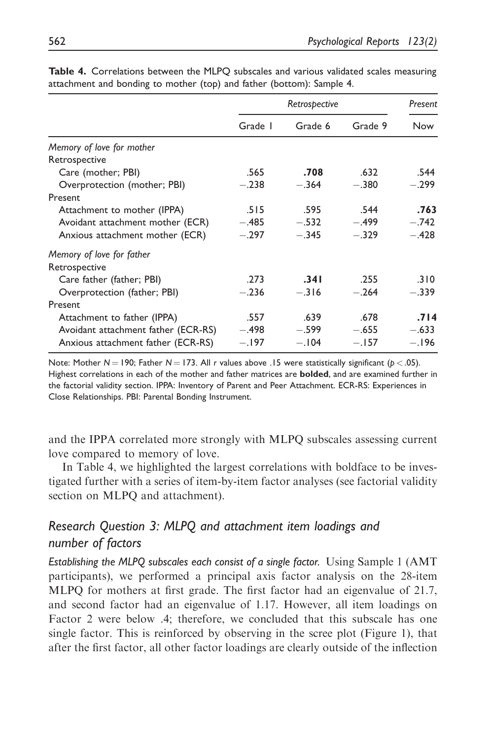**Table 4.** Correlations between the MLPQ subscales and various validated scales measuring attachment and bonding to mother (top) and father (bottom): Sample 4.

| | Retrospective | | | Present |
|---|---|---|---|---|
| | Grade 1 | Grade 6 | Grade 9 | Now |
| *Memory of love for mother* | | | | |
| Retrospective | | | | |
| Care (mother; PBI) | .565 | **.708** | .632 | .544 |
| Overprotection (mother; PBI) | −.238 | −.364 | −.380 | −.299 |
| Present | | | | |
| Attachment to mother (IPPA) | .515 | .595 | .544 | **.763** |
| Avoidant attachment mother (ECR) | −.485 | −.532 | −.499 | −.742 |
| Anxious attachment mother (ECR) | −.297 | −.345 | −.329 | −.428 |
| *Memory of love for father* | | | | |
| Retrospective | | | | |
| Care father (father; PBI) | .273 | **.341** | .255 | .310 |
| Overprotection (father; PBI) | −.236 | −.316 | −.264 | −.339 |
| Present | | | | |
| Attachment to father (IPPA) | .557 | .639 | .678 | **.714** |
| Avoidant attachment father (ECR-RS) | −.498 | −.599 | −.655 | −.633 |
| Anxious attachment father (ECR-RS) | −.197 | −.104 | −.157 | −.196 |

Note: Mother $N = 190$; Father $N = 173$. All $r$ values above .15 were statistically significant ($p < .05$). Highest correlations in each of the mother and father matrices are **bolded**, and are examined further in the factorial validity section. IPPA: Inventory of Parent and Peer Attachment. ECR-RS: Experiences in Close Relationships. PBI: Parental Bonding Instrument.

and the IPPA correlated more strongly with MLPQ subscales assessing current love compared to memory of love.

In Table 4, we highlighted the largest correlations with boldface to be investigated further with a series of item-by-item factor analyses (see factorial validity section on MLPQ and attachment).

## *Research Question 3: MLPQ and attachment item loadings and number of factors*

*Establishing the MLPQ subscales each consist of a single factor.* Using Sample 1 (AMT participants), we performed a principal axis factor analysis on the 28-item MLPQ for mothers at first grade. The first factor had an eigenvalue of 21.7, and second factor had an eigenvalue of 1.17. However, all item loadings on Factor 2 were below .4; therefore, we concluded that this subscale has one single factor. This is reinforced by observing in the scree plot (Figure 1), that after the first factor, all other factor loadings are clearly outside of the inflection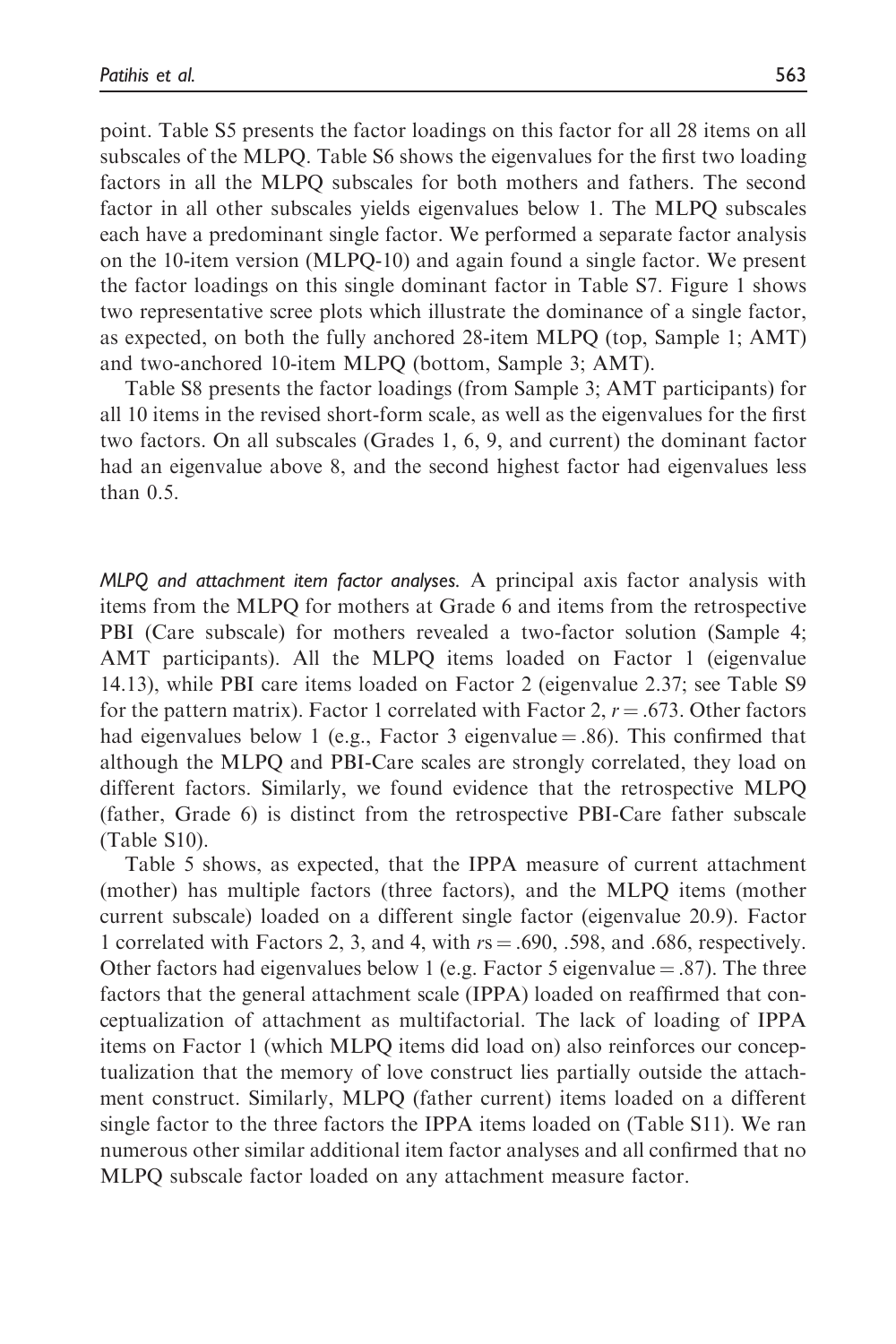point. Table S5 presents the factor loadings on this factor for all 28 items on all subscales of the MLPQ. Table S6 shows the eigenvalues for the first two loading factors in all the MLPQ subscales for both mothers and fathers. The second factor in all other subscales yields eigenvalues below 1. The MLPQ subscales each have a predominant single factor. We performed a separate factor analysis on the 10-item version (MLPQ-10) and again found a single factor. We present the factor loadings on this single dominant factor in Table S7. Figure 1 shows two representative scree plots which illustrate the dominance of a single factor, as expected, on both the fully anchored 28-item MLPQ (top, Sample 1; AMT) and two-anchored 10-item MLPQ (bottom, Sample 3; AMT).

Table S8 presents the factor loadings (from Sample 3; AMT participants) for all 10 items in the revised short-form scale, as well as the eigenvalues for the first two factors. On all subscales (Grades 1, 6, 9, and current) the dominant factor had an eigenvalue above 8, and the second highest factor had eigenvalues less than 0.5.

*MLPQ and attachment item factor analyses.* A principal axis factor analysis with items from the MLPQ for mothers at Grade 6 and items from the retrospective PBI (Care subscale) for mothers revealed a two-factor solution (Sample 4; AMT participants). All the MLPQ items loaded on Factor 1 (eigenvalue 14.13), while PBI care items loaded on Factor 2 (eigenvalue 2.37; see Table S9 for the pattern matrix). Factor 1 correlated with Factor 2, $r = .673$. Other factors had eigenvalues below 1 (e.g., Factor 3 eigenvalue $= .86$). This confirmed that although the MLPQ and PBI-Care scales are strongly correlated, they load on different factors. Similarly, we found evidence that the retrospective MLPQ (father, Grade 6) is distinct from the retrospective PBI-Care father subscale (Table S10).

Table 5 shows, as expected, that the IPPA measure of current attachment (mother) has multiple factors (three factors), and the MLPQ items (mother current subscale) loaded on a different single factor (eigenvalue 20.9). Factor 1 correlated with Factors 2, 3, and 4, with $r$s $= .690$, $.598$, and $.686$, respectively. Other factors had eigenvalues below 1 (e.g. Factor 5 eigenvalue $= .87$). The three factors that the general attachment scale (IPPA) loaded on reaffirmed that conceptualization of attachment as multifactorial. The lack of loading of IPPA items on Factor 1 (which MLPQ items did load on) also reinforces our conceptualization that the memory of love construct lies partially outside the attachment construct. Similarly, MLPQ (father current) items loaded on a different single factor to the three factors the IPPA items loaded on (Table S11). We ran numerous other similar additional item factor analyses and all confirmed that no MLPQ subscale factor loaded on any attachment measure factor.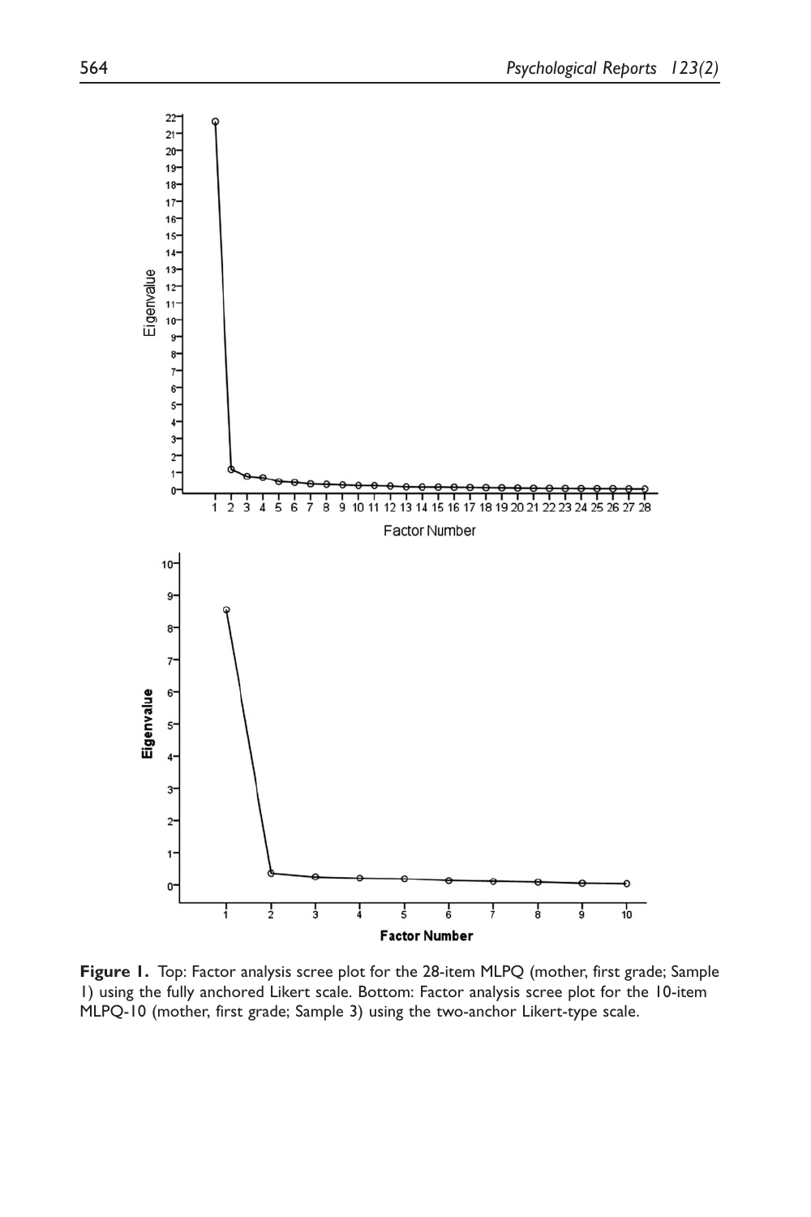**Figure 1.** Top: Factor analysis scree plot for the 28-item MLPQ (mother, first grade; Sample 1) using the fully anchored Likert scale. Bottom: Factor analysis scree plot for the 10-item MLPQ-10 (mother, first grade; Sample 3) using the two-anchor Likert-type scale.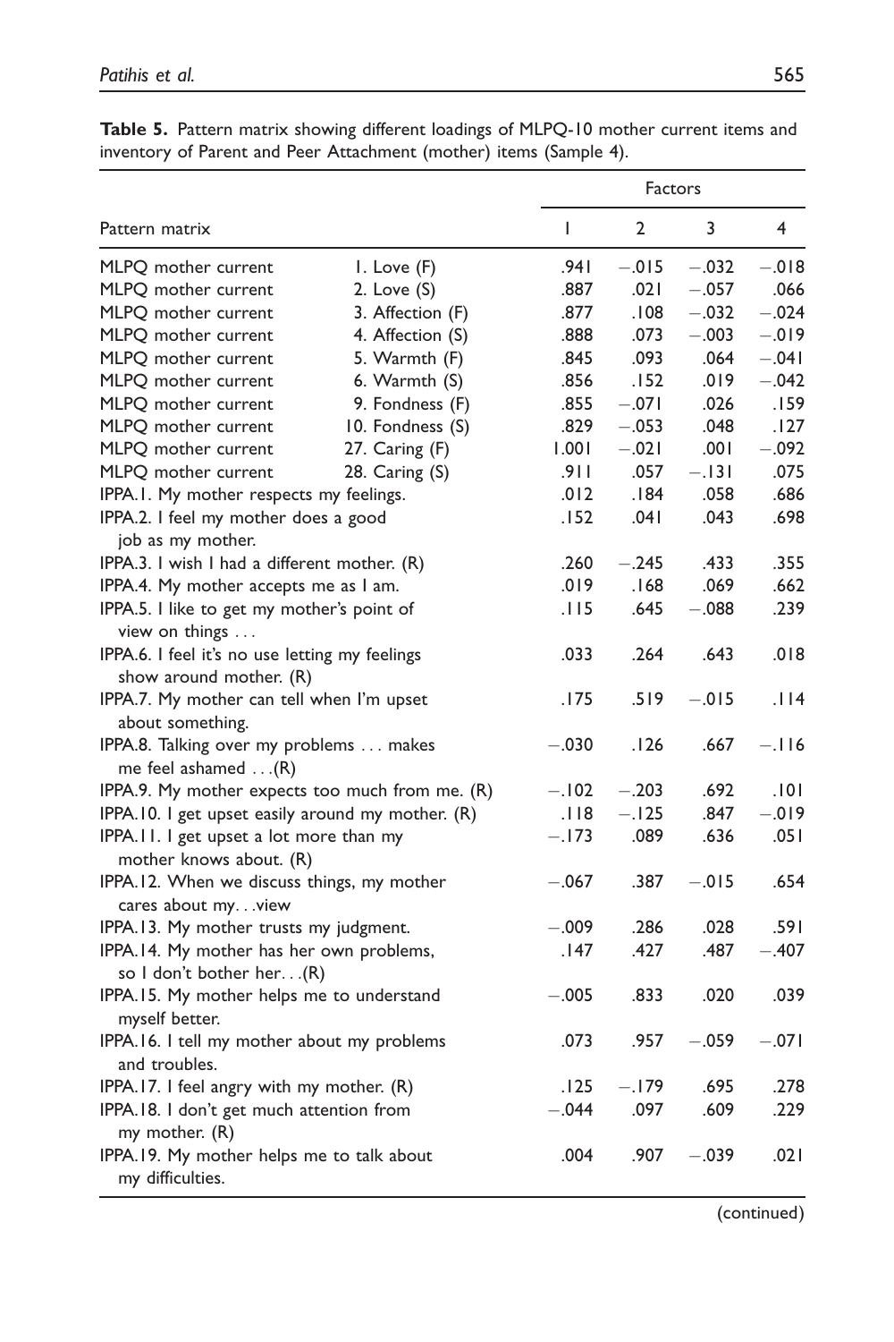**Table 5.** Pattern matrix showing different loadings of MLPQ-10 mother current items and inventory of Parent and Peer Attachment (mother) items (Sample 4).

| Pattern matrix | | Factors | | | |
|---|---|---|---|---|---|
| | | 1 | 2 | 3 | 4 |
| MLPQ mother current | 1. Love (F) | .941 | −.015 | −.032 | −.018 |
| MLPQ mother current | 2. Love (S) | .887 | .021 | −.057 | .066 |
| MLPQ mother current | 3. Affection (F) | .877 | .108 | −.032 | −.024 |
| MLPQ mother current | 4. Affection (S) | .888 | .073 | −.003 | −.019 |
| MLPQ mother current | 5. Warmth (F) | .845 | .093 | .064 | −.041 |
| MLPQ mother current | 6. Warmth (S) | .856 | .152 | .019 | −.042 |
| MLPQ mother current | 9. Fondness (F) | .855 | −.071 | .026 | .159 |
| MLPQ mother current | 10. Fondness (S) | .829 | −.053 | .048 | .127 |
| MLPQ mother current | 27. Caring (F) | 1.001 | −.021 | .001 | −.092 |
| MLPQ mother current | 28. Caring (S) | .911 | .057 | −.131 | .075 |
| IPPA.1. My mother respects my feelings. | | .012 | .184 | .058 | .686 |
| IPPA.2. I feel my mother does a good job as my mother. | | .152 | .041 | .043 | .698 |
| IPPA.3. I wish I had a different mother. (R) | | .260 | −.245 | .433 | .355 |
| IPPA.4. My mother accepts me as I am. | | .019 | .168 | .069 | .662 |
| IPPA.5. I like to get my mother's point of view on things ... | | .115 | .645 | −.088 | .239 |
| IPPA.6. I feel it's no use letting my feelings show around mother. (R) | | .033 | .264 | .643 | .018 |
| IPPA.7. My mother can tell when I'm upset about something. | | .175 | .519 | −.015 | .114 |
| IPPA.8. Talking over my problems ... makes me feel ashamed ...(R) | | −.030 | .126 | .667 | −.116 |
| IPPA.9. My mother expects too much from me. (R) | | −.102 | −.203 | .692 | .101 |
| IPPA.10. I get upset easily around my mother. (R) | | .118 | −.125 | .847 | −.019 |
| IPPA.11. I get upset a lot more than my mother knows about. (R) | | −.173 | .089 | .636 | .051 |
| IPPA.12. When we discuss things, my mother cares about my...view | | −.067 | .387 | −.015 | .654 |
| IPPA.13. My mother trusts my judgment. | | −.009 | .286 | .028 | .591 |
| IPPA.14. My mother has her own problems, so I don't bother her...(R) | | .147 | .427 | .487 | −.407 |
| IPPA.15. My mother helps me to understand myself better. | | −.005 | .833 | .020 | .039 |
| IPPA.16. I tell my mother about my problems and troubles. | | .073 | .957 | −.059 | −.071 |
| IPPA.17. I feel angry with my mother. (R) | | .125 | −.179 | .695 | .278 |
| IPPA.18. I don't get much attention from my mother. (R) | | −.044 | .097 | .609 | .229 |
| IPPA.19. My mother helps me to talk about my difficulties. | | .004 | .907 | −.039 | .021 |

(continued)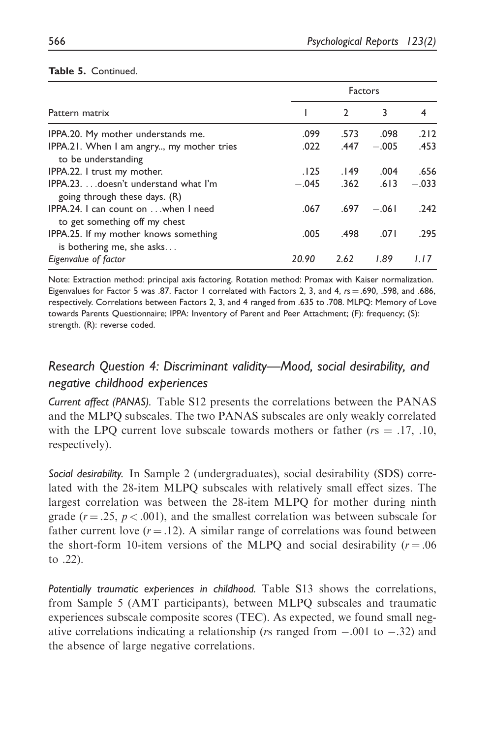**Table 5.** Continued.

| Pattern matrix | Factors | | | |
|---|---|---|---|---|
| | 1 | 2 | 3 | 4 |
| IPPA.20. My mother understands me. | .099 | .573 | .098 | .212 |
| IPPA.21. When I am angry.., my mother tries to be understanding | .022 | .447 | −.005 | .453 |
| IPPA.22. I trust my mother. | .125 | .149 | .004 | .656 |
| IPPA.23. . . .doesn't understand what I'm going through these days. (R) | −.045 | .362 | .613 | −.033 |
| IPPA.24. I can count on . . .when I need to get something off my chest | .067 | .697 | −.061 | .242 |
| IPPA.25. If my mother knows something is bothering me, she asks. . . | .005 | .498 | .071 | .295 |
| *Eigenvalue of factor* | *20.90* | *2.62* | *1.89* | *1.17* |

Note: Extraction method: principal axis factoring. Rotation method: Promax with Kaiser normalization. Eigenvalues for Factor 5 was .87. Factor 1 correlated with Factors 2, 3, and 4, $rs = .690$, .598, and .686, respectively. Correlations between Factors 2, 3, and 4 ranged from .635 to .708. MLPQ: Memory of Love towards Parents Questionnaire; IPPA: Inventory of Parent and Peer Attachment; (F): frequency; (S): strength. (R): reverse coded.

## *Research Question 4: Discriminant validity—Mood, social desirability, and negative childhood experiences*

*Current affect (PANAS).* Table S12 presents the correlations between the PANAS and the MLPQ subscales. The two PANAS subscales are only weakly correlated with the LPQ current love subscale towards mothers or father ($rs = .17$, .10, respectively).

*Social desirability.* In Sample 2 (undergraduates), social desirability (SDS) correlated with the 28-item MLPQ subscales with relatively small effect sizes. The largest correlation was between the 28-item MLPQ for mother during ninth grade ($r = .25$, $p < .001$), and the smallest correlation was between subscale for father current love ($r = .12$). A similar range of correlations was found between the short-form 10-item versions of the MLPQ and social desirability ($r = .06$ to .22).

*Potentially traumatic experiences in childhood.* Table S13 shows the correlations, from Sample 5 (AMT participants), between MLPQ subscales and traumatic experiences subscale composite scores (TEC). As expected, we found small negative correlations indicating a relationship ($rs$ ranged from $-.001$ to $-.32$) and the absence of large negative correlations.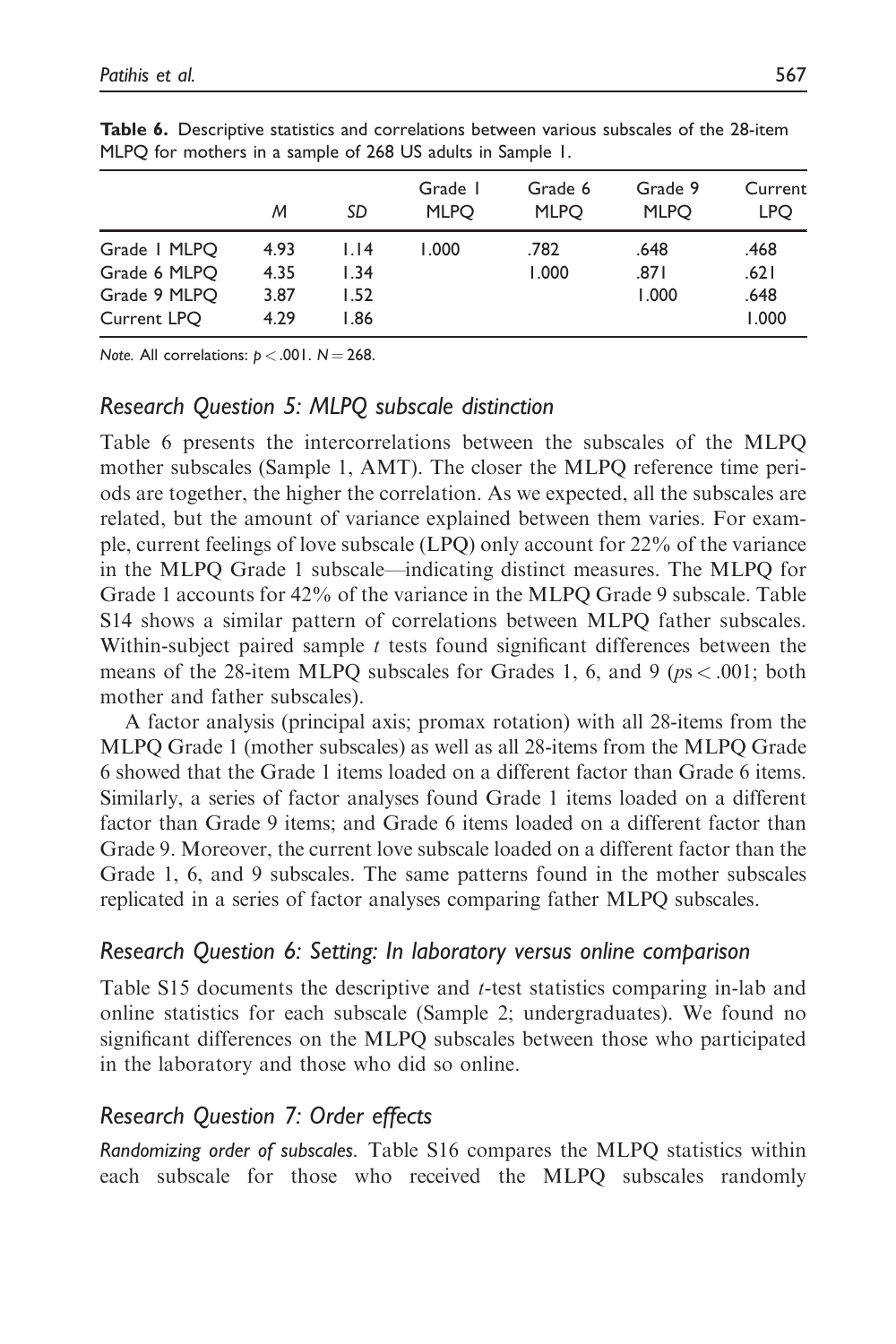**Table 6.** Descriptive statistics and correlations between various subscales of the 28-item MLPQ for mothers in a sample of 268 US adults in Sample 1.

| | *M* | *SD* | Grade 1 MLPQ | Grade 6 MLPQ | Grade 9 MLPQ | Current LPQ |
|---|---|---|---|---|---|---|
| Grade 1 MLPQ | 4.93 | 1.14 | 1.000 | .782 | .648 | .468 |
| Grade 6 MLPQ | 4.35 | 1.34 | | 1.000 | .871 | .621 |
| Grade 9 MLPQ | 3.87 | 1.52 | | | 1.000 | .648 |
| Current LPQ | 4.29 | 1.86 | | | | 1.000 |

*Note.* All correlations: $p < .001$. $N = 268$.

## *Research Question 5: MLPQ subscale distinction*

Table 6 presents the intercorrelations between the subscales of the MLPQ mother subscales (Sample 1, AMT). The closer the MLPQ reference time periods are together, the higher the correlation. As we expected, all the subscales are related, but the amount of variance explained between them varies. For example, current feelings of love subscale (LPQ) only account for 22% of the variance in the MLPQ Grade 1 subscale—indicating distinct measures. The MLPQ for Grade 1 accounts for 42% of the variance in the MLPQ Grade 9 subscale. Table S14 shows a similar pattern of correlations between MLPQ father subscales. Within-subject paired sample $t$ tests found significant differences between the means of the 28-item MLPQ subscales for Grades 1, 6, and 9 ($p\text{s} < .001$; both mother and father subscales).

A factor analysis (principal axis; promax rotation) with all 28-items from the MLPQ Grade 1 (mother subscales) as well as all 28-items from the MLPQ Grade 6 showed that the Grade 1 items loaded on a different factor than Grade 6 items. Similarly, a series of factor analyses found Grade 1 items loaded on a different factor than Grade 9 items; and Grade 6 items loaded on a different factor than Grade 9. Moreover, the current love subscale loaded on a different factor than the Grade 1, 6, and 9 subscales. The same patterns found in the mother subscales replicated in a series of factor analyses comparing father MLPQ subscales.

## *Research Question 6: Setting: In laboratory versus online comparison*

Table S15 documents the descriptive and $t$-test statistics comparing in-lab and online statistics for each subscale (Sample 2; undergraduates). We found no significant differences on the MLPQ subscales between those who participated in the laboratory and those who did so online.

## *Research Question 7: Order effects*

*Randomizing order of subscales.* Table S16 compares the MLPQ statistics within each subscale for those who received the MLPQ subscales randomly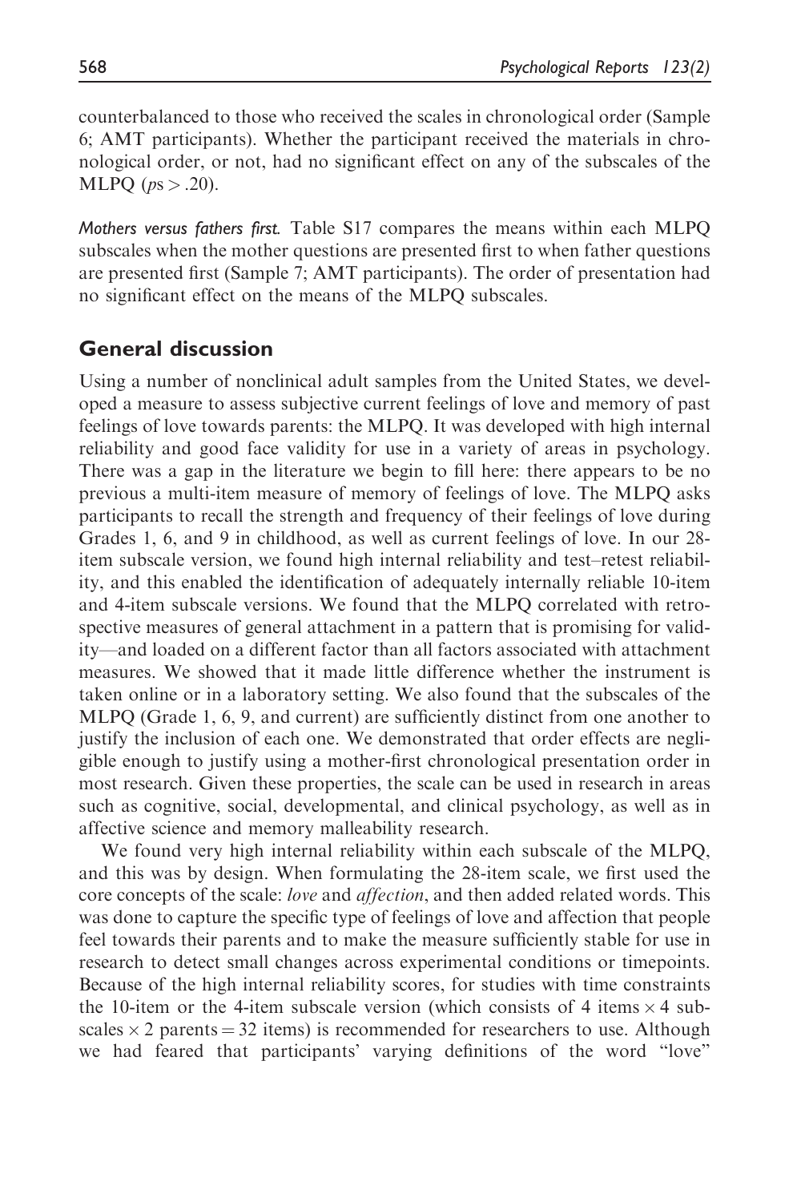counterbalanced to those who received the scales in chronological order (Sample 6; AMT participants). Whether the participant received the materials in chronological order, or not, had no significant effect on any of the subscales of the MLPQ ($p\text{s} > .20$).

*Mothers versus fathers first.* Table S17 compares the means within each MLPQ subscales when the mother questions are presented first to when father questions are presented first (Sample 7; AMT participants). The order of presentation had no significant effect on the means of the MLPQ subscales.

## General discussion

Using a number of nonclinical adult samples from the United States, we developed a measure to assess subjective current feelings of love and memory of past feelings of love towards parents: the MLPQ. It was developed with high internal reliability and good face validity for use in a variety of areas in psychology. There was a gap in the literature we begin to fill here: there appears to be no previous a multi-item measure of memory of feelings of love. The MLPQ asks participants to recall the strength and frequency of their feelings of love during Grades 1, 6, and 9 in childhood, as well as current feelings of love. In our 28-item subscale version, we found high internal reliability and test–retest reliability, and this enabled the identification of adequately internally reliable 10-item and 4-item subscale versions. We found that the MLPQ correlated with retrospective measures of general attachment in a pattern that is promising for validity—and loaded on a different factor than all factors associated with attachment measures. We showed that it made little difference whether the instrument is taken online or in a laboratory setting. We also found that the subscales of the MLPQ (Grade 1, 6, 9, and current) are sufficiently distinct from one another to justify the inclusion of each one. We demonstrated that order effects are negligible enough to justify using a mother-first chronological presentation order in most research. Given these properties, the scale can be used in research in areas such as cognitive, social, developmental, and clinical psychology, as well as in affective science and memory malleability research.

We found very high internal reliability within each subscale of the MLPQ, and this was by design. When formulating the 28-item scale, we first used the core concepts of the scale: *love* and *affection*, and then added related words. This was done to capture the specific type of feelings of love and affection that people feel towards their parents and to make the measure sufficiently stable for use in research to detect small changes across experimental conditions or timepoints. Because of the high internal reliability scores, for studies with time constraints the 10-item or the 4-item subscale version (which consists of 4 items $\times$ 4 subscales $\times$ 2 parents = 32 items) is recommended for researchers to use. Although we had feared that participants' varying definitions of the word "love"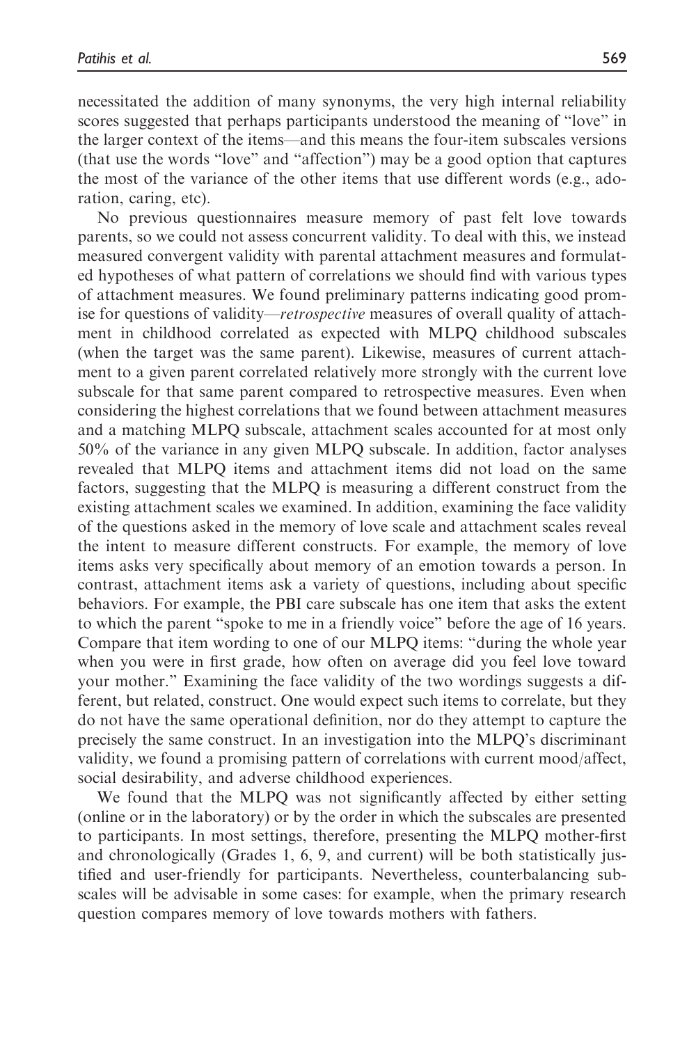necessitated the addition of many synonyms, the very high internal reliability scores suggested that perhaps participants understood the meaning of "love" in the larger context of the items—and this means the four-item subscales versions (that use the words "love" and "affection") may be a good option that captures the most of the variance of the other items that use different words (e.g., adoration, caring, etc).

No previous questionnaires measure memory of past felt love towards parents, so we could not assess concurrent validity. To deal with this, we instead measured convergent validity with parental attachment measures and formulated hypotheses of what pattern of correlations we should find with various types of attachment measures. We found preliminary patterns indicating good promise for questions of validity—*retrospective* measures of overall quality of attachment in childhood correlated as expected with MLPQ childhood subscales (when the target was the same parent). Likewise, measures of current attachment to a given parent correlated relatively more strongly with the current love subscale for that same parent compared to retrospective measures. Even when considering the highest correlations that we found between attachment measures and a matching MLPQ subscale, attachment scales accounted for at most only 50% of the variance in any given MLPQ subscale. In addition, factor analyses revealed that MLPQ items and attachment items did not load on the same factors, suggesting that the MLPQ is measuring a different construct from the existing attachment scales we examined. In addition, examining the face validity of the questions asked in the memory of love scale and attachment scales reveal the intent to measure different constructs. For example, the memory of love items asks very specifically about memory of an emotion towards a person. In contrast, attachment items ask a variety of questions, including about specific behaviors. For example, the PBI care subscale has one item that asks the extent to which the parent "spoke to me in a friendly voice" before the age of 16 years. Compare that item wording to one of our MLPQ items: "during the whole year when you were in first grade, how often on average did you feel love toward your mother." Examining the face validity of the two wordings suggests a different, but related, construct. One would expect such items to correlate, but they do not have the same operational definition, nor do they attempt to capture the precisely the same construct. In an investigation into the MLPQ's discriminant validity, we found a promising pattern of correlations with current mood/affect, social desirability, and adverse childhood experiences.

We found that the MLPQ was not significantly affected by either setting (online or in the laboratory) or by the order in which the subscales are presented to participants. In most settings, therefore, presenting the MLPQ mother-first and chronologically (Grades 1, 6, 9, and current) will be both statistically justified and user-friendly for participants. Nevertheless, counterbalancing subscales will be advisable in some cases: for example, when the primary research question compares memory of love towards mothers with fathers.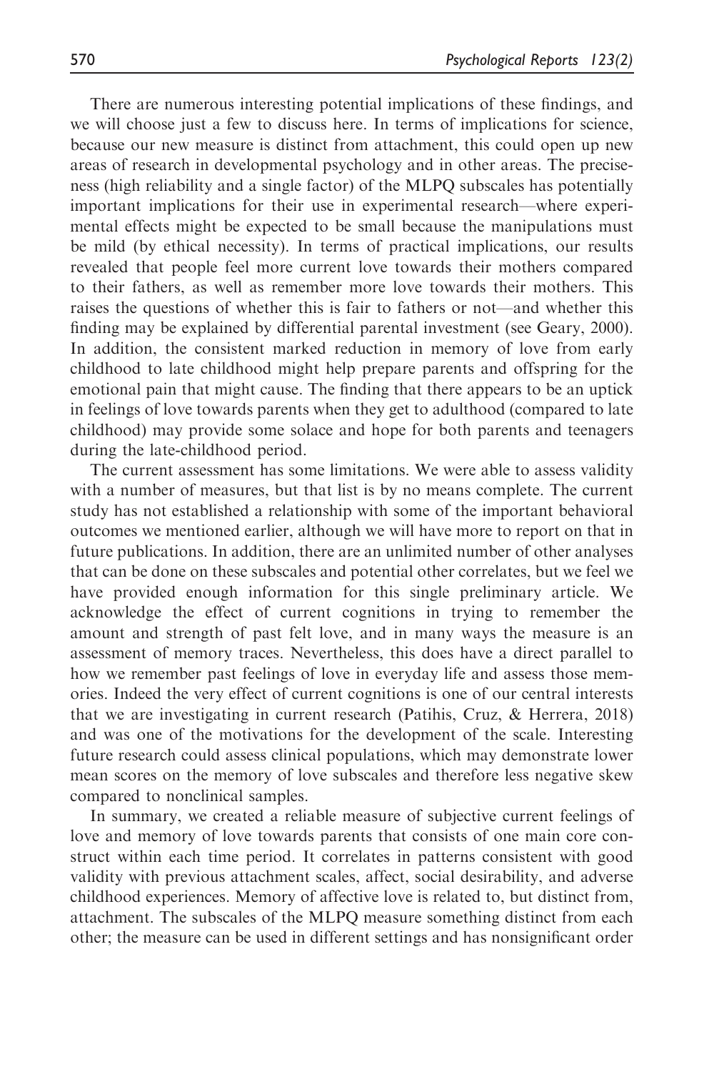There are numerous interesting potential implications of these findings, and we will choose just a few to discuss here. In terms of implications for science, because our new measure is distinct from attachment, this could open up new areas of research in developmental psychology and in other areas. The preciseness (high reliability and a single factor) of the MLPQ subscales has potentially important implications for their use in experimental research—where experimental effects might be expected to be small because the manipulations must be mild (by ethical necessity). In terms of practical implications, our results revealed that people feel more current love towards their mothers compared to their fathers, as well as remember more love towards their mothers. This raises the questions of whether this is fair to fathers or not—and whether this finding may be explained by differential parental investment (see Geary, 2000). In addition, the consistent marked reduction in memory of love from early childhood to late childhood might help prepare parents and offspring for the emotional pain that might cause. The finding that there appears to be an uptick in feelings of love towards parents when they get to adulthood (compared to late childhood) may provide some solace and hope for both parents and teenagers during the late-childhood period.

The current assessment has some limitations. We were able to assess validity with a number of measures, but that list is by no means complete. The current study has not established a relationship with some of the important behavioral outcomes we mentioned earlier, although we will have more to report on that in future publications. In addition, there are an unlimited number of other analyses that can be done on these subscales and potential other correlates, but we feel we have provided enough information for this single preliminary article. We acknowledge the effect of current cognitions in trying to remember the amount and strength of past felt love, and in many ways the measure is an assessment of memory traces. Nevertheless, this does have a direct parallel to how we remember past feelings of love in everyday life and assess those memories. Indeed the very effect of current cognitions is one of our central interests that we are investigating in current research (Patihis, Cruz, & Herrera, 2018) and was one of the motivations for the development of the scale. Interesting future research could assess clinical populations, which may demonstrate lower mean scores on the memory of love subscales and therefore less negative skew compared to nonclinical samples.

In summary, we created a reliable measure of subjective current feelings of love and memory of love towards parents that consists of one main core construct within each time period. It correlates in patterns consistent with good validity with previous attachment scales, affect, social desirability, and adverse childhood experiences. Memory of affective love is related to, but distinct from, attachment. The subscales of the MLPQ measure something distinct from each other; the measure can be used in different settings and has nonsignificant order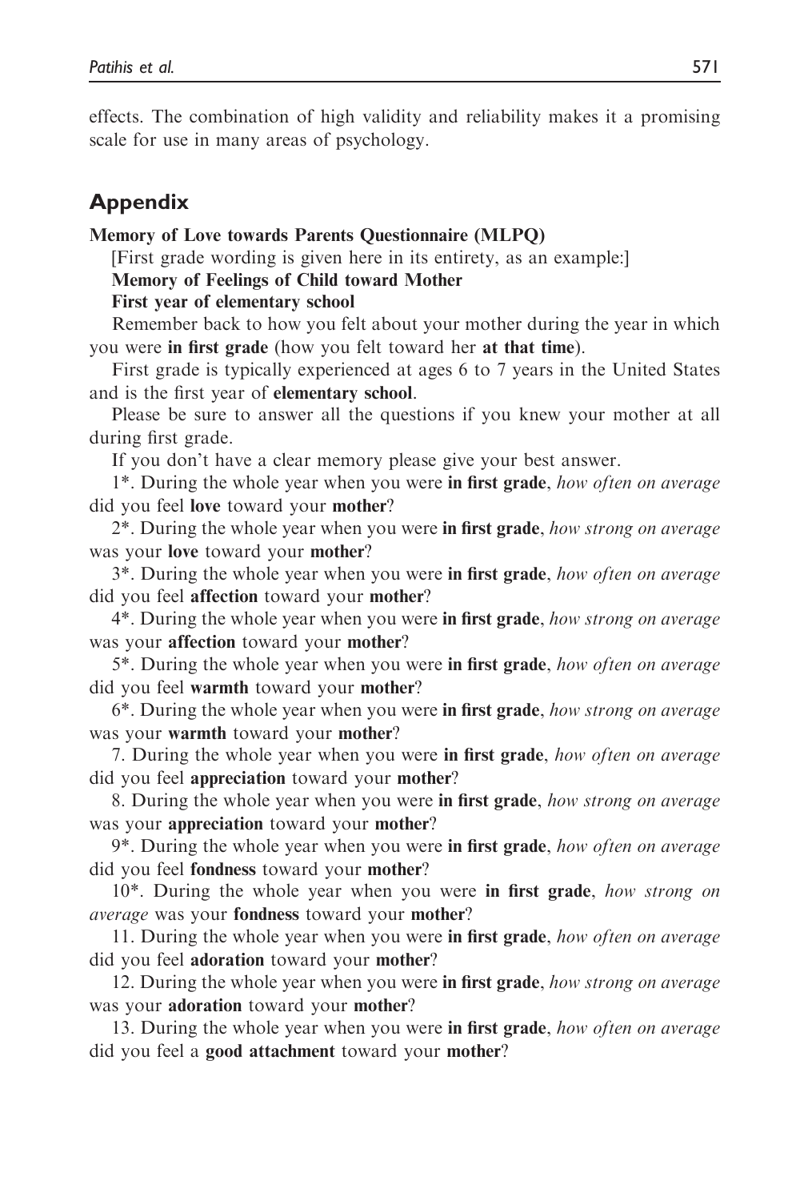effects. The combination of high validity and reliability makes it a promising scale for use in many areas of psychology.

## Appendix

**Memory of Love towards Parents Questionnaire (MLPQ)**

[First grade wording is given here in its entirety, as an example:]

**Memory of Feelings of Child toward Mother**

**First year of elementary school**

Remember back to how you felt about your mother during the year in which you were **in first grade** (how you felt toward her **at that time**).

First grade is typically experienced at ages 6 to 7 years in the United States and is the first year of **elementary school**.

Please be sure to answer all the questions if you knew your mother at all during first grade.

If you don't have a clear memory please give your best answer.

1*. During the whole year when you were **in first grade**, *how often on average* did you feel **love** toward your **mother**?

2*. During the whole year when you were **in first grade**, *how strong on average* was your **love** toward your **mother**?

3*. During the whole year when you were **in first grade**, *how often on average* did you feel **affection** toward your **mother**?

4*. During the whole year when you were **in first grade**, *how strong on average* was your **affection** toward your **mother**?

5*. During the whole year when you were **in first grade**, *how often on average* did you feel **warmth** toward your **mother**?

6*. During the whole year when you were **in first grade**, *how strong on average* was your **warmth** toward your **mother**?

7. During the whole year when you were **in first grade**, *how often on average* did you feel **appreciation** toward your **mother**?

8. During the whole year when you were **in first grade**, *how strong on average* was your **appreciation** toward your **mother**?

9*. During the whole year when you were **in first grade**, *how often on average* did you feel **fondness** toward your **mother**?

10*. During the whole year when you were **in first grade**, *how strong on average* was your **fondness** toward your **mother**?

11. During the whole year when you were **in first grade**, *how often on average* did you feel **adoration** toward your **mother**?

12. During the whole year when you were **in first grade**, *how strong on average* was your **adoration** toward your **mother**?

13. During the whole year when you were **in first grade**, *how often on average* did you feel a **good attachment** toward your **mother**?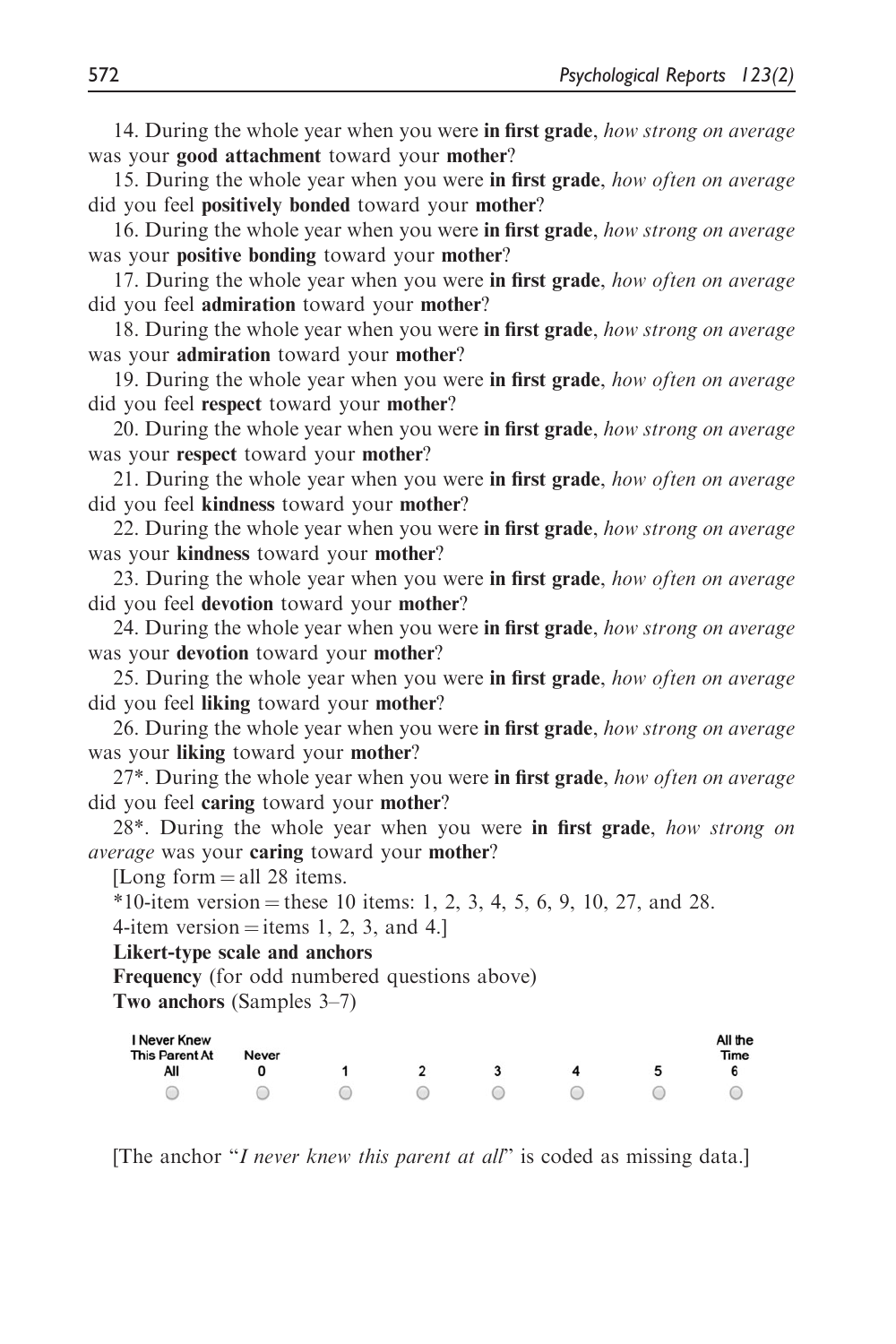14. During the whole year when you were **in first grade**, *how strong on average* was your **good attachment** toward your **mother**?

15. During the whole year when you were **in first grade**, *how often on average* did you feel **positively bonded** toward your **mother**?

16. During the whole year when you were **in first grade**, *how strong on average* was your **positive bonding** toward your **mother**?

17. During the whole year when you were **in first grade**, *how often on average* did you feel **admiration** toward your **mother**?

18. During the whole year when you were **in first grade**, *how strong on average* was your **admiration** toward your **mother**?

19. During the whole year when you were **in first grade**, *how often on average* did you feel **respect** toward your **mother**?

20. During the whole year when you were **in first grade**, *how strong on average* was your **respect** toward your **mother**?

21. During the whole year when you were **in first grade**, *how often on average* did you feel **kindness** toward your **mother**?

22. During the whole year when you were **in first grade**, *how strong on average* was your **kindness** toward your **mother**?

23. During the whole year when you were **in first grade**, *how often on average* did you feel **devotion** toward your **mother**?

24. During the whole year when you were **in first grade**, *how strong on average* was your **devotion** toward your **mother**?

25. During the whole year when you were **in first grade**, *how often on average* did you feel **liking** toward your **mother**?

26. During the whole year when you were **in first grade**, *how strong on average* was your **liking** toward your **mother**?

27*. During the whole year when you were **in first grade**, *how often on average* did you feel **caring** toward your **mother**?

28*. During the whole year when you were **in first grade**, *how strong on average* was your **caring** toward your **mother**?

[Long form = all 28 items.

*10-item version = these 10 items: 1, 2, 3, 4, 5, 6, 9, 10, 27, and 28.

4-item version = items 1, 2, 3, and 4.]

**Likert-type scale and anchors**

**Frequency** (for odd numbered questions above)

**Two anchors** (Samples 3–7)

| I Never Knew This Parent At All | Never 0 | 1 | 2 | 3 | 4 | 5 | All the Time 6 |
|---|---|---|---|---|---|---|---|
| ○ | ○ | ○ | ○ | ○ | ○ | ○ | ○ |

[The anchor "*I never knew this parent at all*" is coded as missing data.]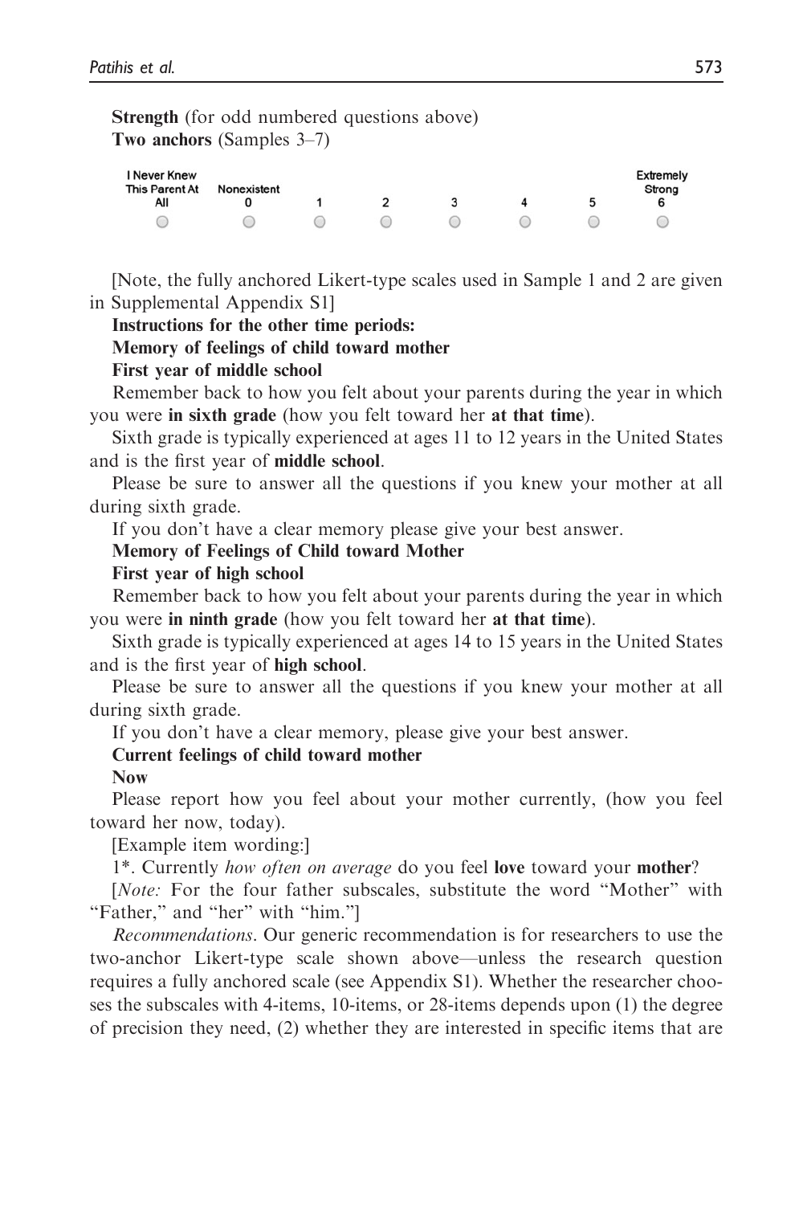**Strength** (for odd numbered questions above)
**Two anchors** (Samples 3–7)

| I Never Knew This Parent At All | Nonexistent 0 | 1 | 2 | 3 | 4 | 5 | Extremely Strong 6 |
|---|---|---|---|---|---|---|---|
| ○ | ○ | ○ | ○ | ○ | ○ | ○ | ○ |

[Note, the fully anchored Likert-type scales used in Sample 1 and 2 are given in Supplemental Appendix S1]

**Instructions for the other time periods:**

**Memory of feelings of child toward mother**

**First year of middle school**

Remember back to how you felt about your parents during the year in which you were **in sixth grade** (how you felt toward her **at that time**).

Sixth grade is typically experienced at ages 11 to 12 years in the United States and is the first year of **middle school**.

Please be sure to answer all the questions if you knew your mother at all during sixth grade.

If you don't have a clear memory please give your best answer.

**Memory of Feelings of Child toward Mother**

**First year of high school**

Remember back to how you felt about your parents during the year in which you were **in ninth grade** (how you felt toward her **at that time**).

Sixth grade is typically experienced at ages 14 to 15 years in the United States and is the first year of **high school**.

Please be sure to answer all the questions if you knew your mother at all during sixth grade.

If you don't have a clear memory, please give your best answer.

**Current feelings of child toward mother**

**Now**

Please report how you feel about your mother currently, (how you feel toward her now, today).

[Example item wording:]

1*. Currently *how often on average* do you feel **love** toward your **mother**?

[*Note:* For the four father subscales, substitute the word "Mother" with "Father," and "her" with "him."]

*Recommendations*. Our generic recommendation is for researchers to use the two-anchor Likert-type scale shown above—unless the research question requires a fully anchored scale (see Appendix S1). Whether the researcher chooses the subscales with 4-items, 10-items, or 28-items depends upon (1) the degree of precision they need, (2) whether they are interested in specific items that are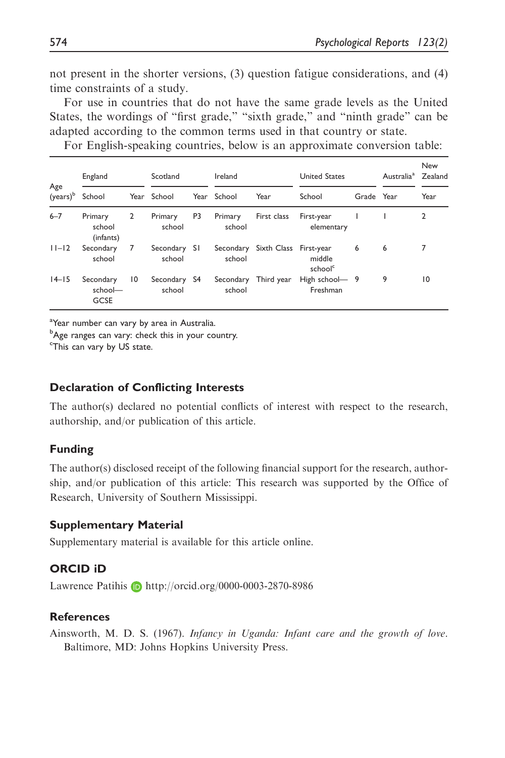not present in the shorter versions, (3) question fatigue considerations, and (4) time constraints of a study.

For use in countries that do not have the same grade levels as the United States, the wordings of "first grade," "sixth grade," and "ninth grade" can be adapted according to the common terms used in that country or state.

For English-speaking countries, below is an approximate conversion table:

| Age (years)[b] | England | | Scotland | | Ireland | | United States | | Australia[a] | New Zealand |
|---|---|---|---|---|---|---|---|---|---|---|
| | School | Year | School | Year | School | Year | School | Grade | Year | Year |
| 6–7 | Primary school (infants) | 2 | Primary school | P3 | Primary school | First class | First-year elementary | 1 | 1 | 2 |
| 11–12 | Secondary school | 7 | Secondary school | S1 | Secondary school | Sixth Class | First-year middle school[c] | 6 | 6 | 7 |
| 14–15 | Secondary school—GCSE | 10 | Secondary school | S4 | Secondary school | Third year | High school—Freshman | 9 | 9 | 10 |

[a]Year number can vary by area in Australia.
[b]Age ranges can vary: check this in your country.
[c]This can vary by US state.

## Declaration of Conflicting Interests

The author(s) declared no potential conflicts of interest with respect to the research, authorship, and/or publication of this article.

## Funding

The author(s) disclosed receipt of the following financial support for the research, authorship, and/or publication of this article: This research was supported by the Office of Research, University of Southern Mississippi.

## Supplementary Material

Supplementary material is available for this article online.

## ORCID iD

Lawrence Patihis http://orcid.org/0000-0003-2870-8986

## References

Ainsworth, M. D. S. (1967). *Infancy in Uganda: Infant care and the growth of love*. Baltimore, MD: Johns Hopkins University Press.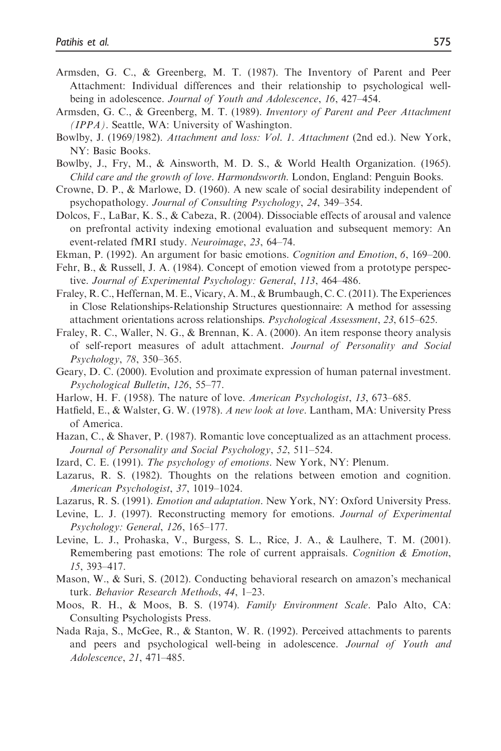Armsden, G. C., & Greenberg, M. T. (1987). The Inventory of Parent and Peer Attachment: Individual differences and their relationship to psychological well-being in adolescence. *Journal of Youth and Adolescence*, *16*, 427–454.

Armsden, G. C., & Greenberg, M. T. (1989). *Inventory of Parent and Peer Attachment (IPPA)*. Seattle, WA: University of Washington.

Bowlby, J. (1969/1982). *Attachment and loss: Vol. 1. Attachment* (2nd ed.). New York, NY: Basic Books.

Bowlby, J., Fry, M., & Ainsworth, M. D. S., & World Health Organization. (1965). *Child care and the growth of love*. *Harmondsworth*. London, England: Penguin Books.

Crowne, D. P., & Marlowe, D. (1960). A new scale of social desirability independent of psychopathology. *Journal of Consulting Psychology*, *24*, 349–354.

Dolcos, F., LaBar, K. S., & Cabeza, R. (2004). Dissociable effects of arousal and valence on prefrontal activity indexing emotional evaluation and subsequent memory: An event-related fMRI study. *Neuroimage*, *23*, 64–74.

Ekman, P. (1992). An argument for basic emotions. *Cognition and Emotion*, *6*, 169–200.

Fehr, B., & Russell, J. A. (1984). Concept of emotion viewed from a prototype perspective. *Journal of Experimental Psychology: General*, *113*, 464–486.

Fraley, R. C., Heffernan, M. E., Vicary, A. M., & Brumbaugh, C. C. (2011). The Experiences in Close Relationships-Relationship Structures questionnaire: A method for assessing attachment orientations across relationships. *Psychological Assessment*, *23*, 615–625.

Fraley, R. C., Waller, N. G., & Brennan, K. A. (2000). An item response theory analysis of self-report measures of adult attachment. *Journal of Personality and Social Psychology*, *78*, 350–365.

Geary, D. C. (2000). Evolution and proximate expression of human paternal investment. *Psychological Bulletin*, *126*, 55–77.

Harlow, H. F. (1958). The nature of love. *American Psychologist*, *13*, 673–685.

Hatfield, E., & Walster, G. W. (1978). *A new look at love*. Lantham, MA: University Press of America.

Hazan, C., & Shaver, P. (1987). Romantic love conceptualized as an attachment process. *Journal of Personality and Social Psychology*, *52*, 511–524.

Izard, C. E. (1991). *The psychology of emotions*. New York, NY: Plenum.

Lazarus, R. S. (1982). Thoughts on the relations between emotion and cognition. *American Psychologist*, *37*, 1019–1024.

Lazarus, R. S. (1991). *Emotion and adaptation*. New York, NY: Oxford University Press.

Levine, L. J. (1997). Reconstructing memory for emotions. *Journal of Experimental Psychology: General*, *126*, 165–177.

Levine, L. J., Prohaska, V., Burgess, S. L., Rice, J. A., & Laulhere, T. M. (2001). Remembering past emotions: The role of current appraisals. *Cognition & Emotion*, *15*, 393–417.

Mason, W., & Suri, S. (2012). Conducting behavioral research on amazon's mechanical turk. *Behavior Research Methods*, *44*, 1–23.

Moos, R. H., & Moos, B. S. (1974). *Family Environment Scale*. Palo Alto, CA: Consulting Psychologists Press.

Nada Raja, S., McGee, R., & Stanton, W. R. (1992). Perceived attachments to parents and peers and psychological well-being in adolescence. *Journal of Youth and Adolescence*, *21*, 471–485.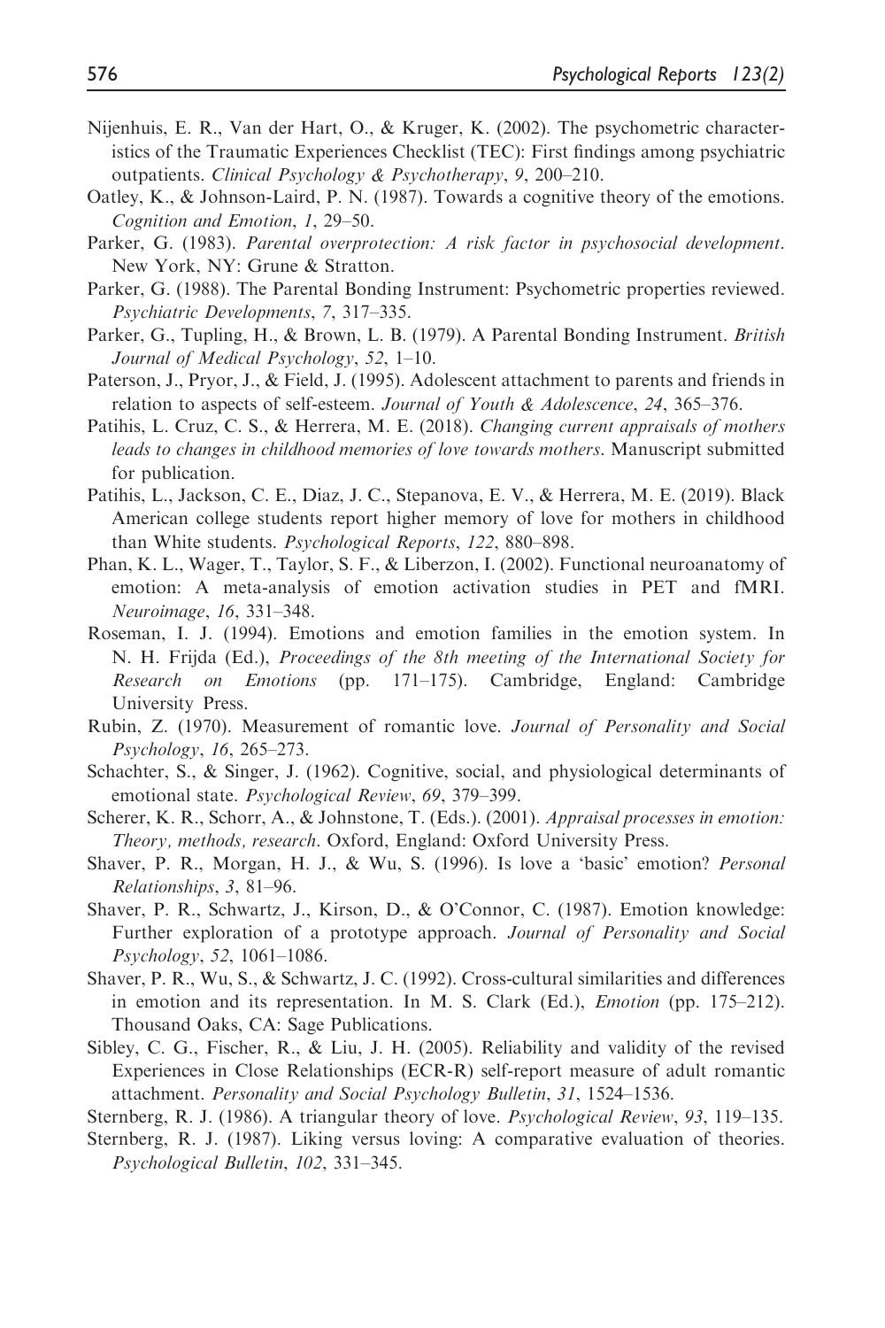Nijenhuis, E. R., Van der Hart, O., & Kruger, K. (2002). The psychometric characteristics of the Traumatic Experiences Checklist (TEC): First findings among psychiatric outpatients. *Clinical Psychology & Psychotherapy*, *9*, 200–210.

Oatley, K., & Johnson-Laird, P. N. (1987). Towards a cognitive theory of the emotions. *Cognition and Emotion*, *1*, 29–50.

Parker, G. (1983). *Parental overprotection: A risk factor in psychosocial development*. New York, NY: Grune & Stratton.

Parker, G. (1988). The Parental Bonding Instrument: Psychometric properties reviewed. *Psychiatric Developments*, *7*, 317–335.

Parker, G., Tupling, H., & Brown, L. B. (1979). A Parental Bonding Instrument. *British Journal of Medical Psychology*, *52*, 1–10.

Paterson, J., Pryor, J., & Field, J. (1995). Adolescent attachment to parents and friends in relation to aspects of self-esteem. *Journal of Youth & Adolescence*, *24*, 365–376.

Patihis, L. Cruz, C. S., & Herrera, M. E. (2018). *Changing current appraisals of mothers leads to changes in childhood memories of love towards mothers*. Manuscript submitted for publication.

Patihis, L., Jackson, C. E., Diaz, J. C., Stepanova, E. V., & Herrera, M. E. (2019). Black American college students report higher memory of love for mothers in childhood than White students. *Psychological Reports*, *122*, 880–898.

Phan, K. L., Wager, T., Taylor, S. F., & Liberzon, I. (2002). Functional neuroanatomy of emotion: A meta-analysis of emotion activation studies in PET and fMRI. *Neuroimage*, *16*, 331–348.

Roseman, I. J. (1994). Emotions and emotion families in the emotion system. In N. H. Frijda (Ed.), *Proceedings of the 8th meeting of the International Society for Research on Emotions* (pp. 171–175). Cambridge, England: Cambridge University Press.

Rubin, Z. (1970). Measurement of romantic love. *Journal of Personality and Social Psychology*, *16*, 265–273.

Schachter, S., & Singer, J. (1962). Cognitive, social, and physiological determinants of emotional state. *Psychological Review*, *69*, 379–399.

Scherer, K. R., Schorr, A., & Johnstone, T. (Eds.). (2001). *Appraisal processes in emotion: Theory, methods, research*. Oxford, England: Oxford University Press.

Shaver, P. R., Morgan, H. J., & Wu, S. (1996). Is love a 'basic' emotion? *Personal Relationships*, *3*, 81–96.

Shaver, P. R., Schwartz, J., Kirson, D., & O'Connor, C. (1987). Emotion knowledge: Further exploration of a prototype approach. *Journal of Personality and Social Psychology*, *52*, 1061–1086.

Shaver, P. R., Wu, S., & Schwartz, J. C. (1992). Cross-cultural similarities and differences in emotion and its representation. In M. S. Clark (Ed.), *Emotion* (pp. 175–212). Thousand Oaks, CA: Sage Publications.

Sibley, C. G., Fischer, R., & Liu, J. H. (2005). Reliability and validity of the revised Experiences in Close Relationships (ECR-R) self-report measure of adult romantic attachment. *Personality and Social Psychology Bulletin*, *31*, 1524–1536.

Sternberg, R. J. (1986). A triangular theory of love. *Psychological Review*, *93*, 119–135.

Sternberg, R. J. (1987). Liking versus loving: A comparative evaluation of theories. *Psychological Bulletin*, *102*, 331–345.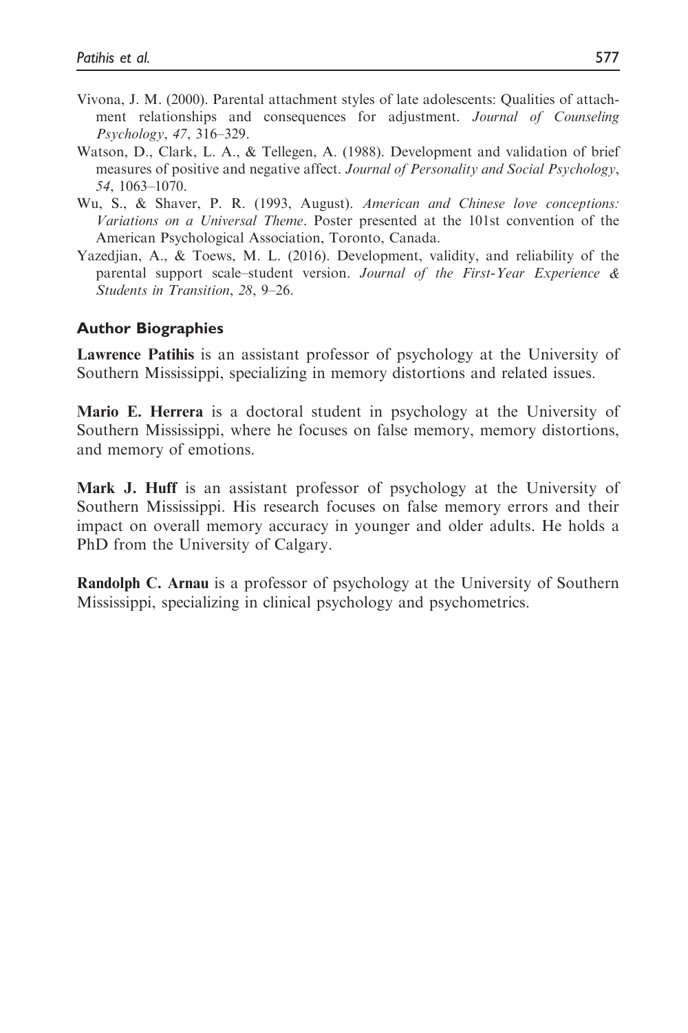Vivona, J. M. (2000). Parental attachment styles of late adolescents: Qualities of attachment relationships and consequences for adjustment. *Journal of Counseling Psychology*, *47*, 316–329.

Watson, D., Clark, L. A., & Tellegen, A. (1988). Development and validation of brief measures of positive and negative affect. *Journal of Personality and Social Psychology*, *54*, 1063–1070.

Wu, S., & Shaver, P. R. (1993, August). *American and Chinese love conceptions: Variations on a Universal Theme*. Poster presented at the 101st convention of the American Psychological Association, Toronto, Canada.

Yazedjian, A., & Toews, M. L. (2016). Development, validity, and reliability of the parental support scale–student version. *Journal of the First-Year Experience & Students in Transition*, *28*, 9–26.

### Author Biographies

**Lawrence Patihis** is an assistant professor of psychology at the University of Southern Mississippi, specializing in memory distortions and related issues.

**Mario E. Herrera** is a doctoral student in psychology at the University of Southern Mississippi, where he focuses on false memory, memory distortions, and memory of emotions.

**Mark J. Huff** is an assistant professor of psychology at the University of Southern Mississippi. His research focuses on false memory errors and their impact on overall memory accuracy in younger and older adults. He holds a PhD from the University of Calgary.

**Randolph C. Arnau** is a professor of psychology at the University of Southern Mississippi, specializing in clinical psychology and psychometrics.